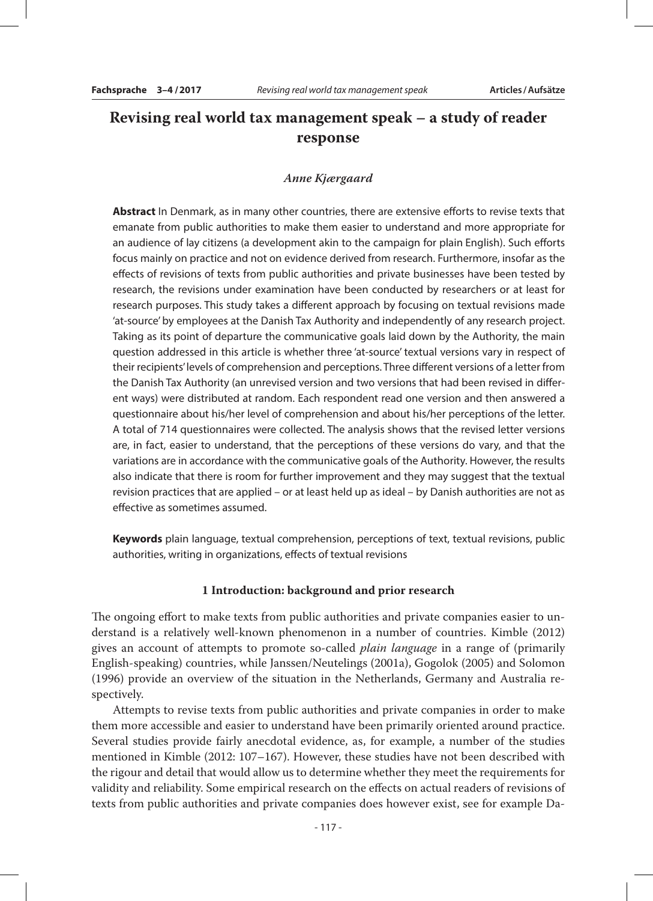# Revising real world tax management speak – a study of reader response

*Anne Kjærgaard*

**Abstract** In Denmark, as in many other countries, there are extensive efforts to revise texts that emanate from public authorities to make them easier to understand and more appropriate for an audience of lay citizens (a development akin to the campaign for plain English). Such efforts focus mainly on practice and not on evidence derived from research. Furthermore, insofar as the effects of revisions of texts from public authorities and private businesses have been tested by research, the revisions under examination have been conducted by researchers or at least for research purposes. This study takes a different approach by focusing on textual revisions made 'at-source' by employees at the Danish Tax Authority and independently of any research project. Taking as its point of departure the communicative goals laid down by the Authority, the main question addressed in this article is whether three 'at-source' textual versions vary in respect of their recipients' levels of comprehension and perceptions. Three different versions of a letter from the Danish Tax Authority (an unrevised version and two versions that had been revised in different ways) were distributed at random. Each respondent read one version and then answered a questionnaire about his/her level of comprehension and about his/her perceptions of the letter. A total of 714 questionnaires were collected. The analysis shows that the revised letter versions are, in fact, easier to understand, that the perceptions of these versions do vary, and that the variations are in accordance with the communicative goals of the Authority. However, the results also indicate that there is room for further improvement and they may suggest that the textual revision practices that are applied – or at least held up as ideal – by Danish authorities are not as effective as sometimes assumed.

**Keywords** plain language, textual comprehension, perceptions of text, textual revisions, public authorities, writing in organizations, effects of textual revisions

## 1 Introduction: background and prior research

The ongoing effort to make texts from public authorities and private companies easier to understand is a relatively well-known phenomenon in a number of countries. Kimble (2012) gives an account of attempts to promote so-called *plain language* in a range of (primarily English-speaking) countries, while Janssen/Neutelings (2001a), Gogolok (2005) and Solomon (1996) provide an overview of the situation in the Netherlands, Germany and Australia respectively.

Attempts to revise texts from public authorities and private companies in order to make them more accessible and easier to understand have been primarily oriented around practice. Several studies provide fairly anecdotal evidence, as, for example, a number of the studies mentioned in Kimble (2012: 107–167). However, these studies have not been described with the rigour and detail that would allow us to determine whether they meet the requirements for validity and reliability. Some empirical research on the effects on actual readers of revisions of texts from public authorities and private companies does however exist, see for example Da-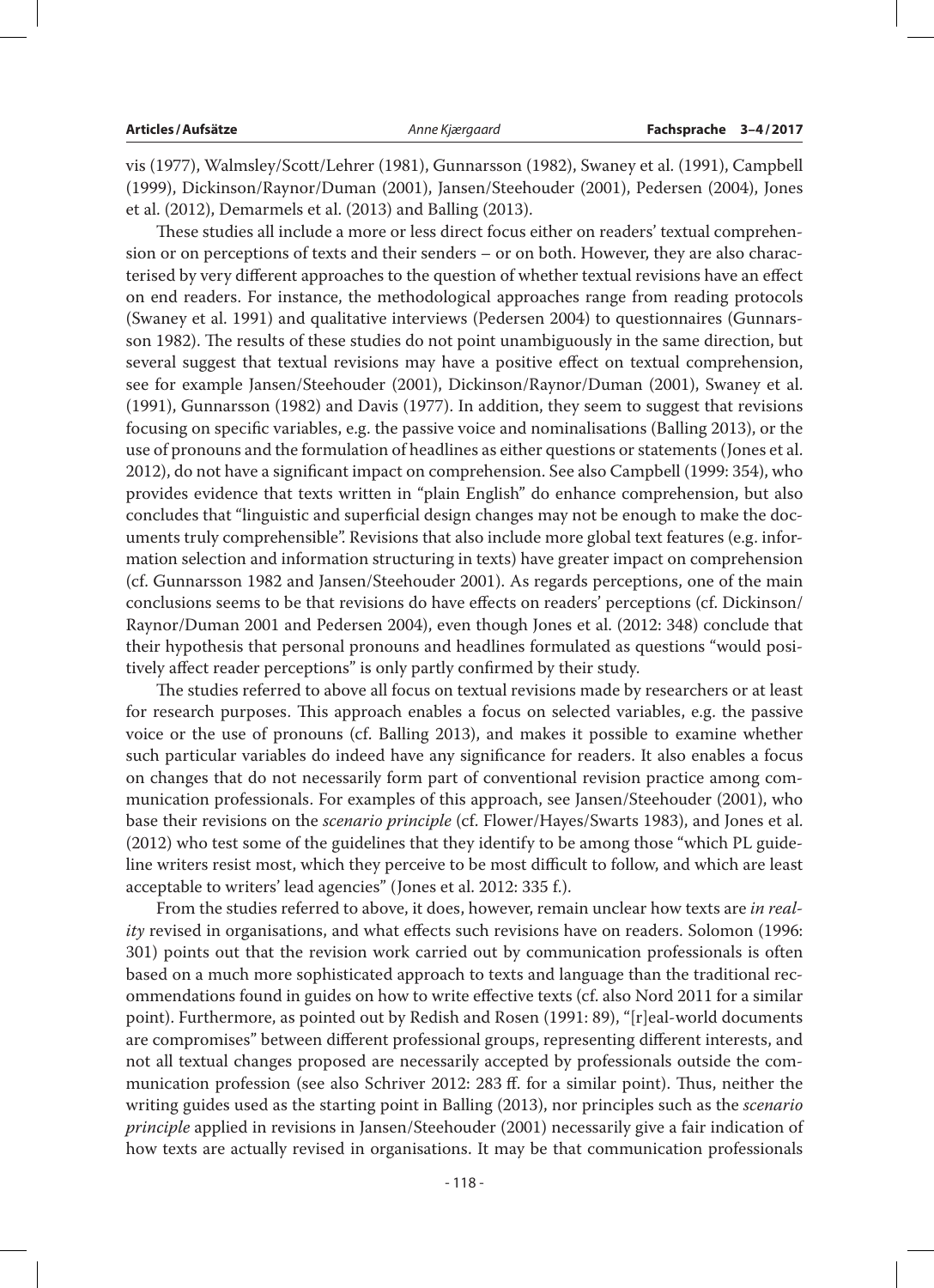vis (1977), Walmsley/Scott/Lehrer (1981), Gunnarsson (1982), Swaney et al. (1991), Campbell (1999), Dickinson/Raynor/Duman (2001), Jansen/Steehouder (2001), Pedersen (2004), Jones et al. (2012), Demarmels et al. (2013) and Balling (2013).

These studies all include a more or less direct focus either on readers' textual comprehension or on perceptions of texts and their senders – or on both. However, they are also characterised by very different approaches to the question of whether textual revisions have an effect on end readers. For instance, the methodological approaches range from reading protocols (Swaney et al. 1991) and qualitative interviews (Pedersen 2004) to questionnaires (Gunnarsson 1982). The results of these studies do not point unambiguously in the same direction, but several suggest that textual revisions may have a positive effect on textual comprehension, see for example Jansen/Steehouder (2001), Dickinson/Raynor/Duman (2001), Swaney et al. (1991), Gunnarsson (1982) and Davis (1977). In addition, they seem to suggest that revisions focusing on specific variables, e.g. the passive voice and nominalisations (Balling 2013), or the use of pronouns and the formulation of headlines as either questions or statements (Jones et al. 2012), do not have a significant impact on comprehension. See also Campbell (1999: 354), who provides evidence that texts written in "plain English" do enhance comprehension, but also concludes that "linguistic and superficial design changes may not be enough to make the documents truly comprehensible". Revisions that also include more global text features (e.g. information selection and information structuring in texts) have greater impact on comprehension (cf. Gunnarsson 1982 and Jansen/Steehouder 2001). As regards perceptions, one of the main conclusions seems to be that revisions do have effects on readers' perceptions (cf. Dickinson/Raynor/Duman 2001 and Pedersen 2004), even though Jones et al. (2012: 348) conclude that their hypothesis that personal pronouns and headlines formulated as questions "would positively affect reader perceptions" is only partly confirmed by their study.

The studies referred to above all focus on textual revisions made by researchers or at least for research purposes. This approach enables a focus on selected variables, e.g. the passive voice or the use of pronouns (cf. Balling 2013), and makes it possible to examine whether such particular variables do indeed have any significance for readers. It also enables a focus on changes that do not necessarily form part of conventional revision practice among communication professionals. For examples of this approach, see Jansen/Steehouder (2001), who base their revisions on the *scenario principle* (cf. Flower/Hayes/Swarts 1983), and Jones et al. (2012) who test some of the guidelines that they identify to be among those "which PL guideline writers resist most, which they perceive to be most difficult to follow, and which are least acceptable to writers' lead agencies" (Jones et al. 2012: 335 f.).

From the studies referred to above, it does, however, remain unclear how texts are *in reality* revised in organisations, and what effects such revisions have on readers. Solomon (1996: 301) points out that the revision work carried out by communication professionals is often based on a much more sophisticated approach to texts and language than the traditional recommendations found in guides on how to write effective texts (cf. also Nord 2011 for a similar point). Furthermore, as pointed out by Redish and Rosen (1991: 89), "[r]eal-world documents are compromises" between different professional groups, representing different interests, and not all textual changes proposed are necessarily accepted by professionals outside the communication profession (see also Schriver 2012: 283 ff. for a similar point). Thus, neither the writing guides used as the starting point in Balling (2013), nor principles such as the *scenario principle* applied in revisions in Jansen/Steehouder (2001) necessarily give a fair indication of how texts are actually revised in organisations. It may be that communication professionals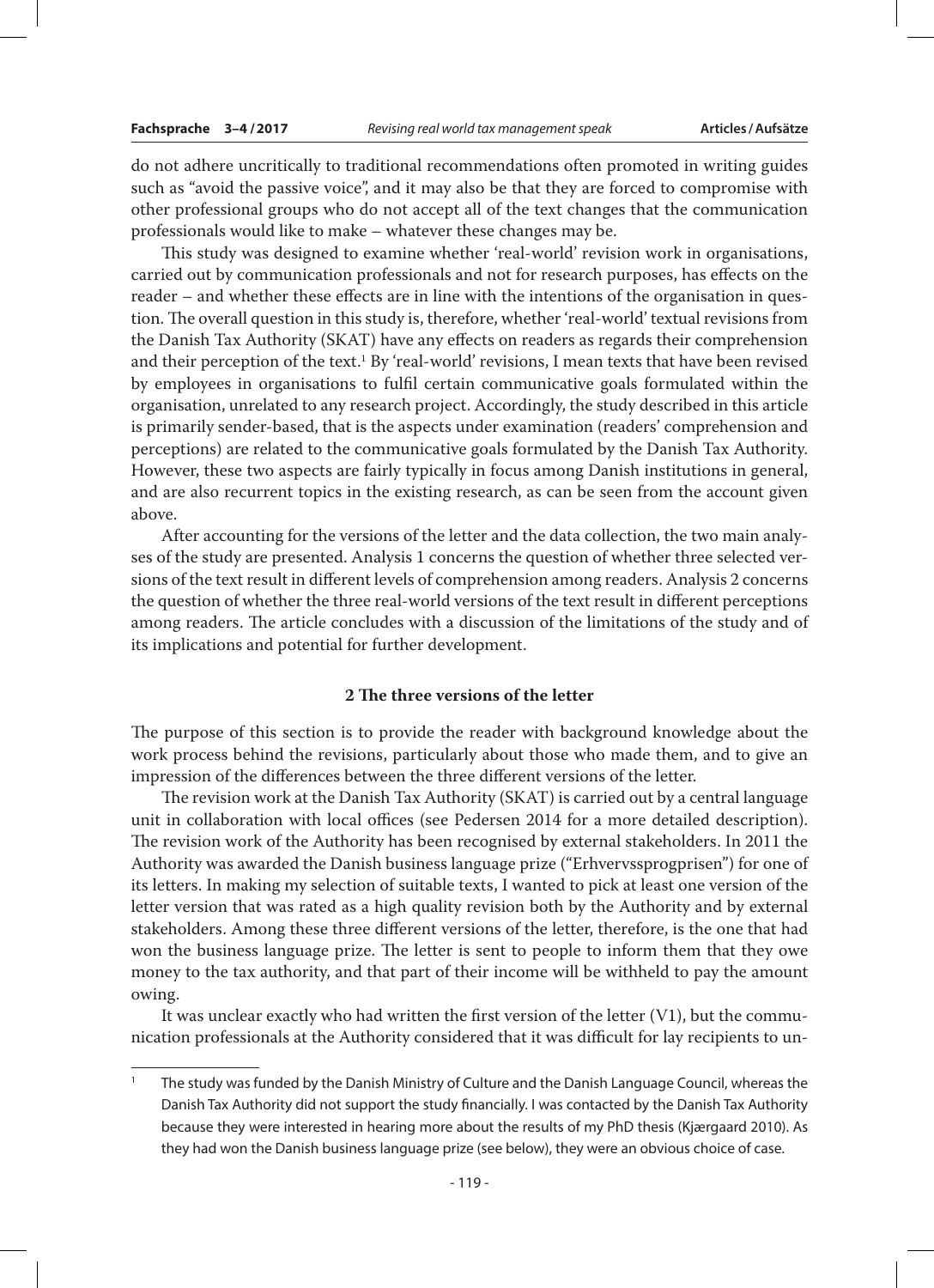do not adhere uncritically to traditional recommendations often promoted in writing guides such as "avoid the passive voice", and it may also be that they are forced to compromise with other professional groups who do not accept all of the text changes that the communication professionals would like to make – whatever these changes may be.

This study was designed to examine whether 'real-world' revision work in organisations, carried out by communication professionals and not for research purposes, has effects on the reader – and whether these effects are in line with the intentions of the organisation in question. The overall question in this study is, therefore, whether 'real-world' textual revisions from the Danish Tax Authority (SKAT) have any effects on readers as regards their comprehension and their perception of the text.[1] By 'real-world' revisions, I mean texts that have been revised by employees in organisations to fulfil certain communicative goals formulated within the organisation, unrelated to any research project. Accordingly, the study described in this article is primarily sender-based, that is the aspects under examination (readers' comprehension and perceptions) are related to the communicative goals formulated by the Danish Tax Authority. However, these two aspects are fairly typically in focus among Danish institutions in general, and are also recurrent topics in the existing research, as can be seen from the account given above.

After accounting for the versions of the letter and the data collection, the two main analyses of the study are presented. Analysis 1 concerns the question of whether three selected versions of the text result in different levels of comprehension among readers. Analysis 2 concerns the question of whether the three real-world versions of the text result in different perceptions among readers. The article concludes with a discussion of the limitations of the study and of its implications and potential for further development.

## 2 The three versions of the letter

The purpose of this section is to provide the reader with background knowledge about the work process behind the revisions, particularly about those who made them, and to give an impression of the differences between the three different versions of the letter.

The revision work at the Danish Tax Authority (SKAT) is carried out by a central language unit in collaboration with local offices (see Pedersen 2014 for a more detailed description). The revision work of the Authority has been recognised by external stakeholders. In 2011 the Authority was awarded the Danish business language prize ("Erhvervssprogprisen") for one of its letters. In making my selection of suitable texts, I wanted to pick at least one version of the letter version that was rated as a high quality revision both by the Authority and by external stakeholders. Among these three different versions of the letter, therefore, is the one that had won the business language prize. The letter is sent to people to inform them that they owe money to the tax authority, and that part of their income will be withheld to pay the amount owing.

It was unclear exactly who had written the first version of the letter (V1), but the communication professionals at the Authority considered that it was difficult for lay recipients to un-

[1] The study was funded by the Danish Ministry of Culture and the Danish Language Council, whereas the Danish Tax Authority did not support the study financially. I was contacted by the Danish Tax Authority because they were interested in hearing more about the results of my PhD thesis (Kjærgaard 2010). As they had won the Danish business language prize (see below), they were an obvious choice of case.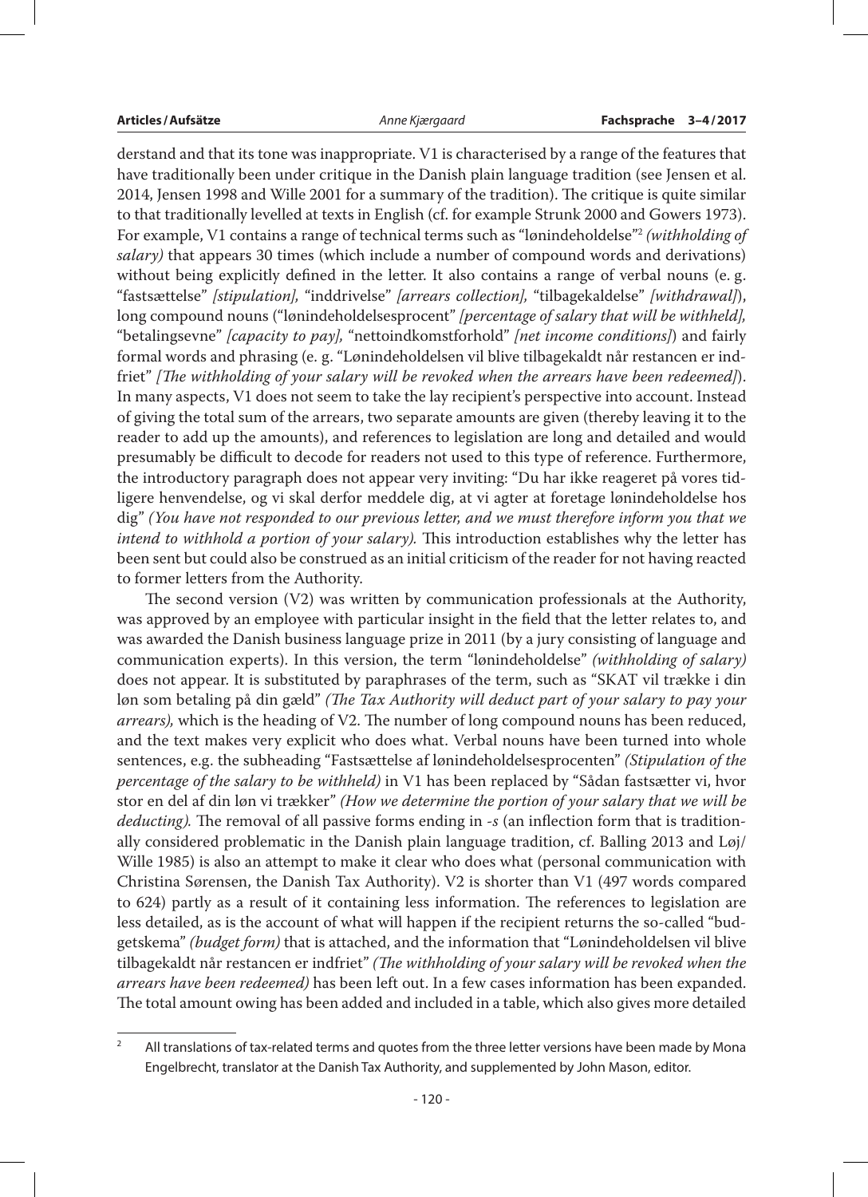derstand and that its tone was inappropriate. V1 is characterised by a range of the features that have traditionally been under critique in the Danish plain language tradition (see Jensen et al. 2014, Jensen 1998 and Wille 2001 for a summary of the tradition). The critique is quite similar to that traditionally levelled at texts in English (cf. for example Strunk 2000 and Gowers 1973). For example, V1 contains a range of technical terms such as "lønindeholdelse"[2] *(withholding of salary)* that appears 30 times (which include a number of compound words and derivations) without being explicitly defined in the letter. It also contains a range of verbal nouns (e. g. "fastsættelse" *[stipulation],* "inddrivelse" *[arrears collection],* "tilbagekaldelse" *[withdrawal]*), long compound nouns ("lønindeholdelsesprocent" *[percentage of salary that will be withheld],* "betalingsevne" *[capacity to pay],* "nettoindkomstforhold" *[net income conditions]*) and fairly formal words and phrasing (e. g. "Lønindeholdelsen vil blive tilbagekaldt når restancen er indfriet" *[The withholding of your salary will be revoked when the arrears have been redeemed]*). In many aspects, V1 does not seem to take the lay recipient's perspective into account. Instead of giving the total sum of the arrears, two separate amounts are given (thereby leaving it to the reader to add up the amounts), and references to legislation are long and detailed and would presumably be difficult to decode for readers not used to this type of reference. Furthermore, the introductory paragraph does not appear very inviting: "Du har ikke reageret på vores tidligere henvendelse, og vi skal derfor meddele dig, at vi agter at foretage lønindeholdelse hos dig" *(You have not responded to our previous letter, and we must therefore inform you that we intend to withhold a portion of your salary).* This introduction establishes why the letter has been sent but could also be construed as an initial criticism of the reader for not having reacted to former letters from the Authority.

The second version (V2) was written by communication professionals at the Authority, was approved by an employee with particular insight in the field that the letter relates to, and was awarded the Danish business language prize in 2011 (by a jury consisting of language and communication experts). In this version, the term "lønindeholdelse" *(withholding of salary)* does not appear. It is substituted by paraphrases of the term, such as "SKAT vil trække i din løn som betaling på din gæld" *(The Tax Authority will deduct part of your salary to pay your arrears),* which is the heading of V2. The number of long compound nouns has been reduced, and the text makes very explicit who does what. Verbal nouns have been turned into whole sentences, e.g. the subheading "Fastsættelse af lønindeholdelsesprocenten" *(Stipulation of the percentage of the salary to be withheld)* in V1 has been replaced by "Sådan fastsætter vi, hvor stor en del af din løn vi trækker" *(How we determine the portion of your salary that we will be deducting).* The removal of all passive forms ending in *-s* (an inflection form that is traditionally considered problematic in the Danish plain language tradition, cf. Balling 2013 and Løj/Wille 1985) is also an attempt to make it clear who does what (personal communication with Christina Sørensen, the Danish Tax Authority). V2 is shorter than V1 (497 words compared to 624) partly as a result of it containing less information. The references to legislation are less detailed, as is the account of what will happen if the recipient returns the so-called "budgetskema" *(budget form)* that is attached, and the information that "Lønindeholdelsen vil blive tilbagekaldt når restancen er indfriet" *(The withholding of your salary will be revoked when the arrears have been redeemed)* has been left out. In a few cases information has been expanded. The total amount owing has been added and included in a table, which also gives more detailed

[2] All translations of tax-related terms and quotes from the three letter versions have been made by Mona Engelbrecht, translator at the Danish Tax Authority, and supplemented by John Mason, editor.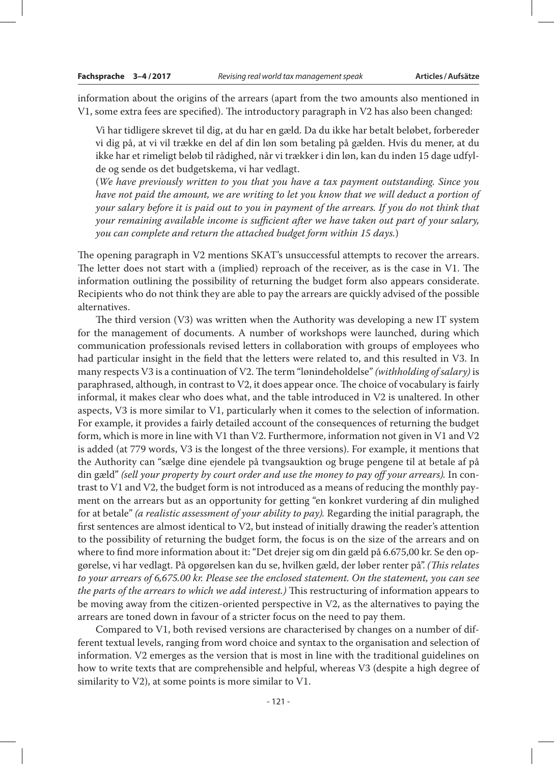information about the origins of the arrears (apart from the two amounts also mentioned in V1, some extra fees are specified). The introductory paragraph in V2 has also been changed:

> Vi har tidligere skrevet til dig, at du har en gæld. Da du ikke har betalt beløbet, forbereder vi dig på, at vi vil trække en del af din løn som betaling på gælden. Hvis du mener, at du ikke har et rimeligt beløb til rådighed, når vi trækker i din løn, kan du inden 15 dage udfylde og sende os det budgetskema, vi har vedlagt.
> (*We have previously written to you that you have a tax payment outstanding. Since you have not paid the amount, we are writing to let you know that we will deduct a portion of your salary before it is paid out to you in payment of the arrears. If you do not think that your remaining available income is sufficient after we have taken out part of your salary, you can complete and return the attached budget form within 15 days.*)

The opening paragraph in V2 mentions SKAT's unsuccessful attempts to recover the arrears. The letter does not start with a (implied) reproach of the receiver, as is the case in V1. The information outlining the possibility of returning the budget form also appears considerate. Recipients who do not think they are able to pay the arrears are quickly advised of the possible alternatives.

The third version (V3) was written when the Authority was developing a new IT system for the management of documents. A number of workshops were launched, during which communication professionals revised letters in collaboration with groups of employees who had particular insight in the field that the letters were related to, and this resulted in V3. In many respects V3 is a continuation of V2. The term "lønindeholdelse" *(withholding of salary)* is paraphrased, although, in contrast to V2, it does appear once. The choice of vocabulary is fairly informal, it makes clear who does what, and the table introduced in V2 is unaltered. In other aspects, V3 is more similar to V1, particularly when it comes to the selection of information. For example, it provides a fairly detailed account of the consequences of returning the budget form, which is more in line with V1 than V2. Furthermore, information not given in V1 and V2 is added (at 779 words, V3 is the longest of the three versions). For example, it mentions that the Authority can "sælge dine ejendele på tvangsauktion og bruge pengene til at betale af på din gæld" *(sell your property by court order and use the money to pay off your arrears).* In contrast to V1 and V2, the budget form is not introduced as a means of reducing the monthly payment on the arrears but as an opportunity for getting "en konkret vurdering af din mulighed for at betale" *(a realistic assessment of your ability to pay).* Regarding the initial paragraph, the first sentences are almost identical to V2, but instead of initially drawing the reader's attention to the possibility of returning the budget form, the focus is on the size of the arrears and on where to find more information about it: "Det drejer sig om din gæld på 6.675,00 kr. Se den opgørelse, vi har vedlagt. På opgørelsen kan du se, hvilken gæld, der løber renter på". *(This relates to your arrears of 6,675.00 kr. Please see the enclosed statement. On the statement, you can see the parts of the arrears to which we add interest.)* This restructuring of information appears to be moving away from the citizen-oriented perspective in V2, as the alternatives to paying the arrears are toned down in favour of a stricter focus on the need to pay them.

Compared to V1, both revised versions are characterised by changes on a number of different textual levels, ranging from word choice and syntax to the organisation and selection of information. V2 emerges as the version that is most in line with the traditional guidelines on how to write texts that are comprehensible and helpful, whereas V3 (despite a high degree of similarity to V2), at some points is more similar to V1.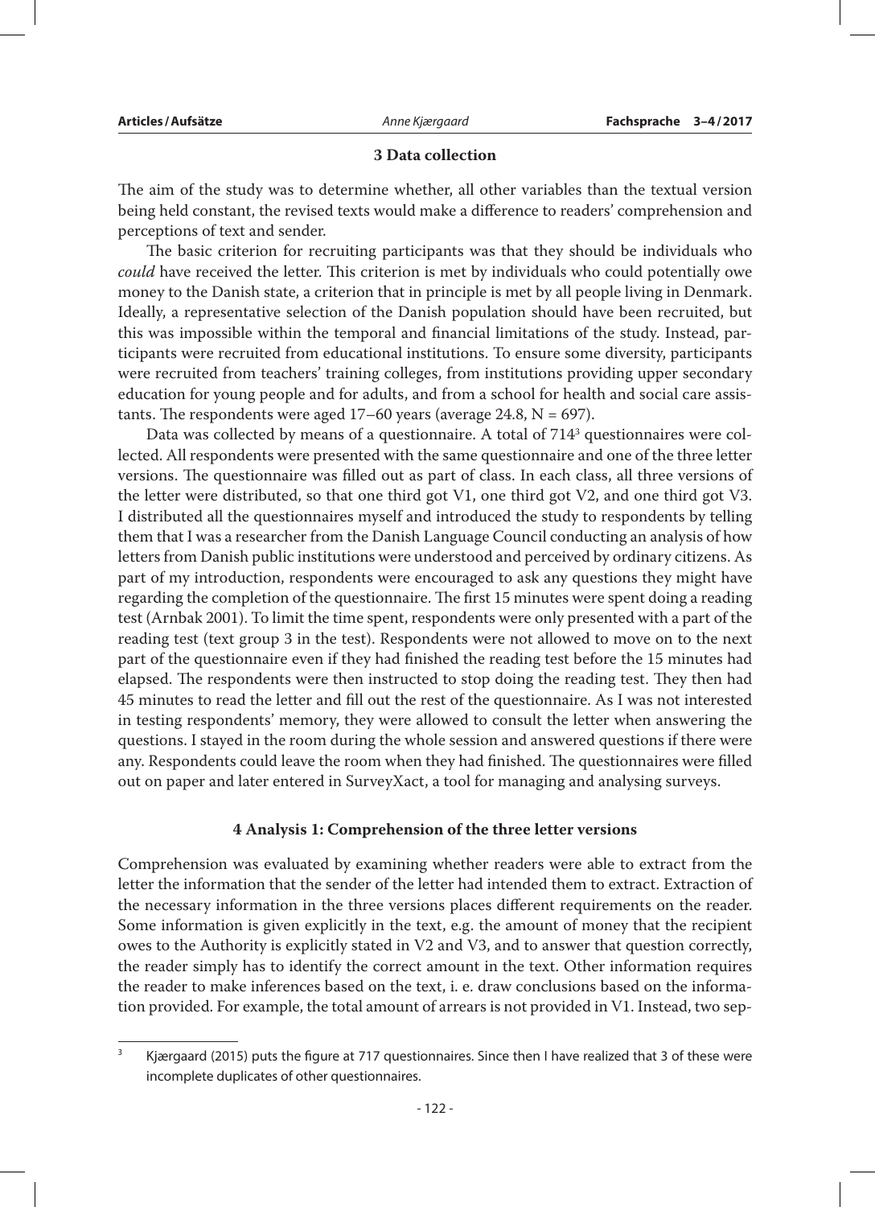## 3 Data collection

The aim of the study was to determine whether, all other variables than the textual version being held constant, the revised texts would make a difference to readers' comprehension and perceptions of text and sender.

The basic criterion for recruiting participants was that they should be individuals who *could* have received the letter. This criterion is met by individuals who could potentially owe money to the Danish state, a criterion that in principle is met by all people living in Denmark. Ideally, a representative selection of the Danish population should have been recruited, but this was impossible within the temporal and financial limitations of the study. Instead, participants were recruited from educational institutions. To ensure some diversity, participants were recruited from teachers' training colleges, from institutions providing upper secondary education for young people and for adults, and from a school for health and social care assistants. The respondents were aged 17–60 years (average 24.8, $N = 697$).

Data was collected by means of a questionnaire. A total of 714[3] questionnaires were collected. All respondents were presented with the same questionnaire and one of the three letter versions. The questionnaire was filled out as part of class. In each class, all three versions of the letter were distributed, so that one third got V1, one third got V2, and one third got V3. I distributed all the questionnaires myself and introduced the study to respondents by telling them that I was a researcher from the Danish Language Council conducting an analysis of how letters from Danish public institutions were understood and perceived by ordinary citizens. As part of my introduction, respondents were encouraged to ask any questions they might have regarding the completion of the questionnaire. The first 15 minutes were spent doing a reading test (Arnbak 2001). To limit the time spent, respondents were only presented with a part of the reading test (text group 3 in the test). Respondents were not allowed to move on to the next part of the questionnaire even if they had finished the reading test before the 15 minutes had elapsed. The respondents were then instructed to stop doing the reading test. They then had 45 minutes to read the letter and fill out the rest of the questionnaire. As I was not interested in testing respondents' memory, they were allowed to consult the letter when answering the questions. I stayed in the room during the whole session and answered questions if there were any. Respondents could leave the room when they had finished. The questionnaires were filled out on paper and later entered in SurveyXact, a tool for managing and analysing surveys.

## 4 Analysis 1: Comprehension of the three letter versions

Comprehension was evaluated by examining whether readers were able to extract from the letter the information that the sender of the letter had intended them to extract. Extraction of the necessary information in the three versions places different requirements on the reader. Some information is given explicitly in the text, e.g. the amount of money that the recipient owes to the Authority is explicitly stated in V2 and V3, and to answer that question correctly, the reader simply has to identify the correct amount in the text. Other information requires the reader to make inferences based on the text, i. e. draw conclusions based on the information provided. For example, the total amount of arrears is not provided in V1. Instead, two sep-

[3] Kjærgaard (2015) puts the figure at 717 questionnaires. Since then I have realized that 3 of these were incomplete duplicates of other questionnaires.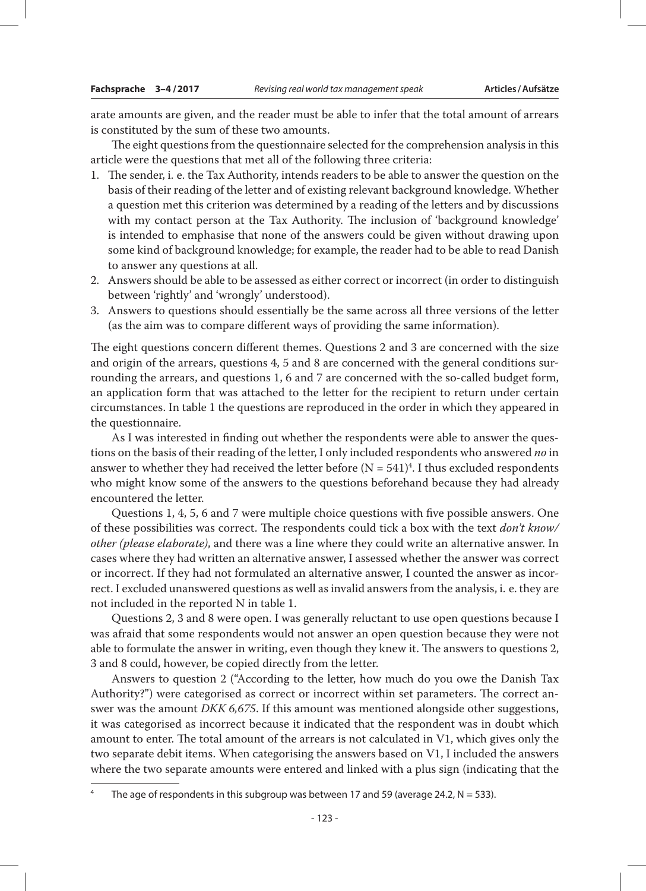arate amounts are given, and the reader must be able to infer that the total amount of arrears is constituted by the sum of these two amounts.

The eight questions from the questionnaire selected for the comprehension analysis in this article were the questions that met all of the following three criteria:

1. The sender, i. e. the Tax Authority, intends readers to be able to answer the question on the basis of their reading of the letter and of existing relevant background knowledge. Whether a question met this criterion was determined by a reading of the letters and by discussions with my contact person at the Tax Authority. The inclusion of 'background knowledge' is intended to emphasise that none of the answers could be given without drawing upon some kind of background knowledge; for example, the reader had to be able to read Danish to answer any questions at all.
2. Answers should be able to be assessed as either correct or incorrect (in order to distinguish between 'rightly' and 'wrongly' understood).
3. Answers to questions should essentially be the same across all three versions of the letter (as the aim was to compare different ways of providing the same information).

The eight questions concern different themes. Questions 2 and 3 are concerned with the size and origin of the arrears, questions 4, 5 and 8 are concerned with the general conditions surrounding the arrears, and questions 1, 6 and 7 are concerned with the so-called budget form, an application form that was attached to the letter for the recipient to return under certain circumstances. In table 1 the questions are reproduced in the order in which they appeared in the questionnaire.

As I was interested in finding out whether the respondents were able to answer the questions on the basis of their reading of the letter, I only included respondents who answered *no* in answer to whether they had received the letter before (N = 541)[4]. I thus excluded respondents who might know some of the answers to the questions beforehand because they had already encountered the letter.

Questions 1, 4, 5, 6 and 7 were multiple choice questions with five possible answers. One of these possibilities was correct. The respondents could tick a box with the text *don't know/ other (please elaborate)*, and there was a line where they could write an alternative answer. In cases where they had written an alternative answer, I assessed whether the answer was correct or incorrect. If they had not formulated an alternative answer, I counted the answer as incorrect. I excluded unanswered questions as well as invalid answers from the analysis, i. e. they are not included in the reported N in table 1.

Questions 2, 3 and 8 were open. I was generally reluctant to use open questions because I was afraid that some respondents would not answer an open question because they were not able to formulate the answer in writing, even though they knew it. The answers to questions 2, 3 and 8 could, however, be copied directly from the letter.

Answers to question 2 ("According to the letter, how much do you owe the Danish Tax Authority?") were categorised as correct or incorrect within set parameters. The correct answer was the amount *DKK 6,675*. If this amount was mentioned alongside other suggestions, it was categorised as incorrect because it indicated that the respondent was in doubt which amount to enter. The total amount of the arrears is not calculated in V1, which gives only the two separate debit items. When categorising the answers based on V1, I included the answers where the two separate amounts were entered and linked with a plus sign (indicating that the

---

[4] The age of respondents in this subgroup was between 17 and 59 (average 24.2, N = 533).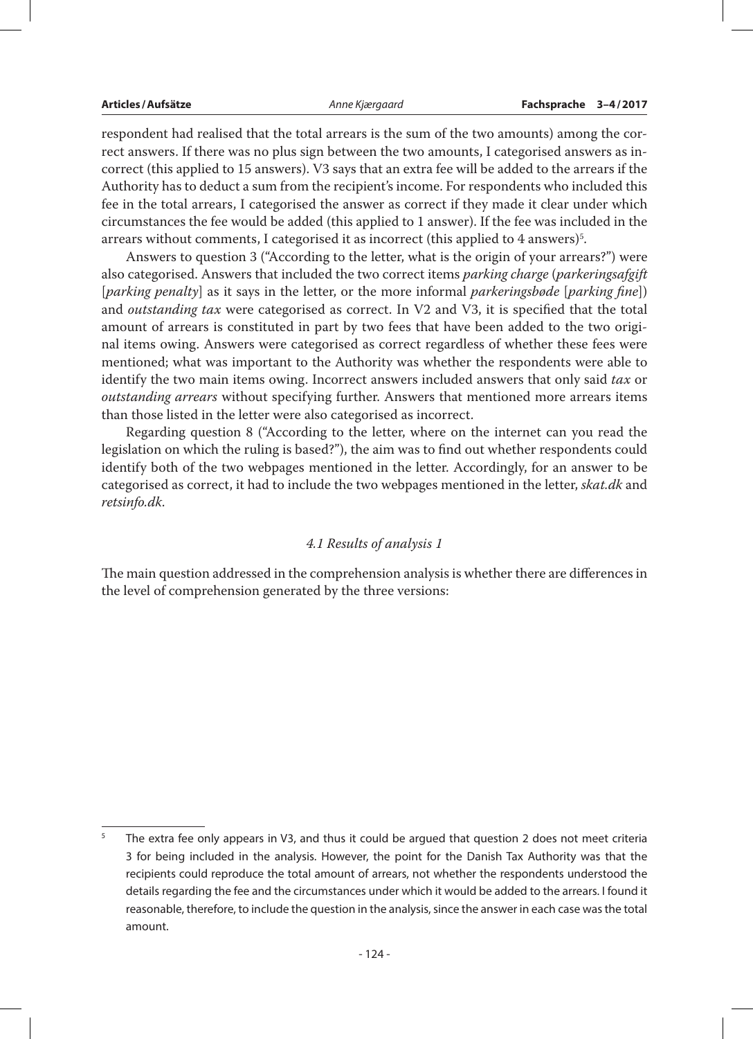respondent had realised that the total arrears is the sum of the two amounts) among the correct answers. If there was no plus sign between the two amounts, I categorised answers as incorrect (this applied to 15 answers). V3 says that an extra fee will be added to the arrears if the Authority has to deduct a sum from the recipient's income. For respondents who included this fee in the total arrears, I categorised the answer as correct if they made it clear under which circumstances the fee would be added (this applied to 1 answer). If the fee was included in the arrears without comments, I categorised it as incorrect (this applied to 4 answers)[5].

Answers to question 3 ("According to the letter, what is the origin of your arrears?") were also categorised. Answers that included the two correct items *parking charge* (*parkeringsafgift* [*parking penalty*] as it says in the letter, or the more informal *parkeringsbøde* [*parking fine*]) and *outstanding tax* were categorised as correct. In V2 and V3, it is specified that the total amount of arrears is constituted in part by two fees that have been added to the two original items owing. Answers were categorised as correct regardless of whether these fees were mentioned; what was important to the Authority was whether the respondents were able to identify the two main items owing. Incorrect answers included answers that only said *tax* or *outstanding arrears* without specifying further. Answers that mentioned more arrears items than those listed in the letter were also categorised as incorrect.

Regarding question 8 ("According to the letter, where on the internet can you read the legislation on which the ruling is based?"), the aim was to find out whether respondents could identify both of the two webpages mentioned in the letter. Accordingly, for an answer to be categorised as correct, it had to include the two webpages mentioned in the letter, *skat.dk* and *retsinfo.dk*.

### *4.1 Results of analysis 1*

The main question addressed in the comprehension analysis is whether there are differences in the level of comprehension generated by the three versions:

[5] The extra fee only appears in V3, and thus it could be argued that question 2 does not meet criteria 3 for being included in the analysis. However, the point for the Danish Tax Authority was that the recipients could reproduce the total amount of arrears, not whether the respondents understood the details regarding the fee and the circumstances under which it would be added to the arrears. I found it reasonable, therefore, to include the question in the analysis, since the answer in each case was the total amount.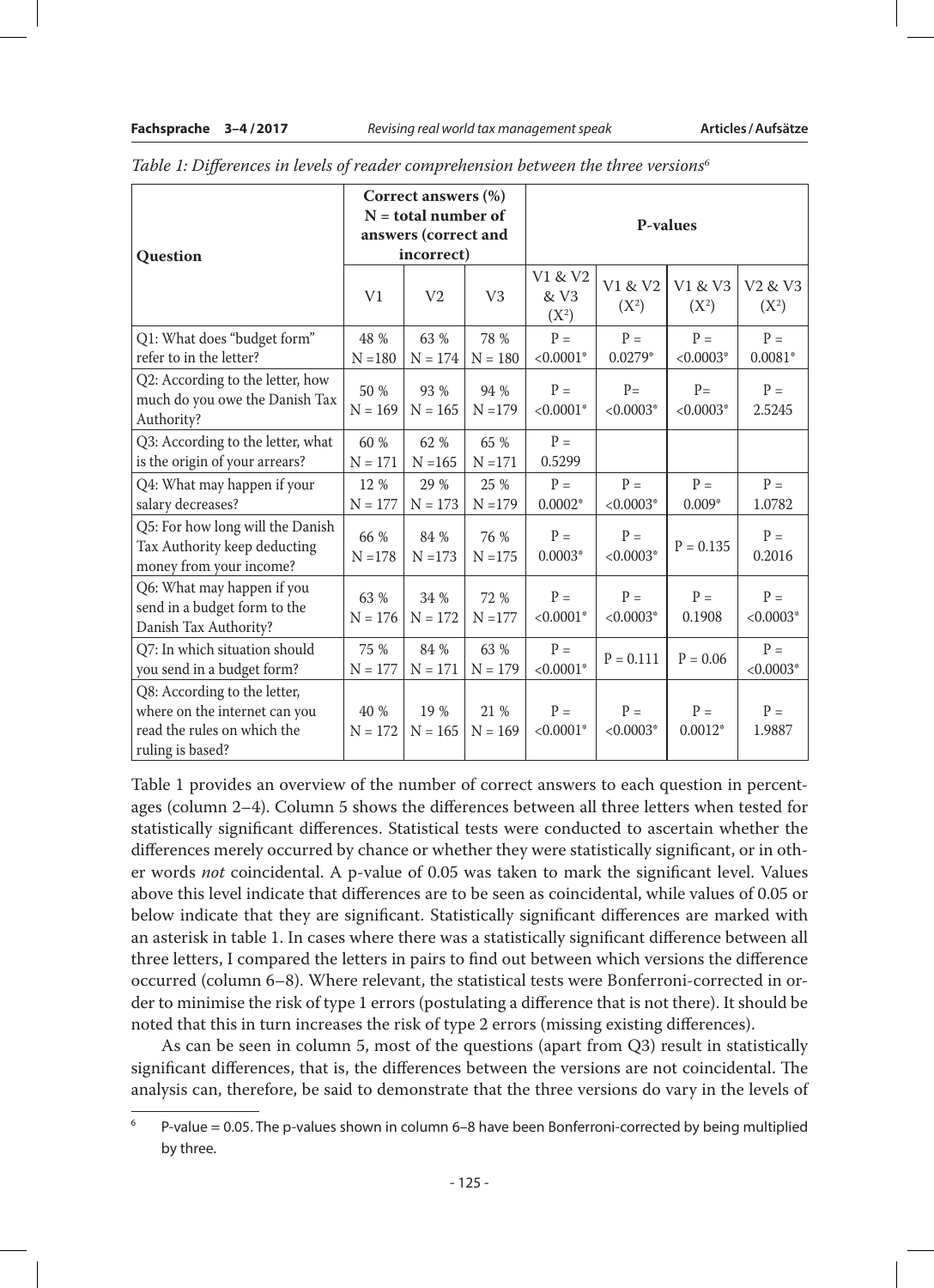*Table 1: Differences in levels of reader comprehension between the three versions*[6]

| Question | Correct answers (%) N = total number of answers (correct and incorrect) | | | P-values | | | |
|---|---|---|---|---|---|---|---|
| | V1 | V2 | V3 | V1 & V2 & V3 ($X^2$) | V1 & V2 ($X^2$) | V1 & V3 ($X^2$) | V2 & V3 ($X^2$) |
| Q1: What does "budget form" refer to in the letter? | 48 % N =180 | 63 % N = 174 | 78 % N = 180 | P = <0.0001* | P = 0.0279* | P = <0.0003* | P = 0.0081* |
| Q2: According to the letter, how much do you owe the Danish Tax Authority? | 50 % N = 169 | 93 % N = 165 | 94 % N =179 | P = <0.0001* | P= <0.0003* | P= <0.0003* | P = 2.5245 |
| Q3: According to the letter, what is the origin of your arrears? | 60 % N = 171 | 62 % N =165 | 65 % N =171 | P = 0.5299 | | | |
| Q4: What may happen if your salary decreases? | 12 % N = 177 | 29 % N = 173 | 25 % N =179 | P = 0.0002* | P = <0.0003* | P = 0.009* | P = 1.0782 |
| Q5: For how long will the Danish Tax Authority keep deducting money from your income? | 66 % N =178 | 84 % N =173 | 76 % N =175 | P = 0.0003* | P = <0.0003* | P = 0.135 | P = 0.2016 |
| Q6: What may happen if you send in a budget form to the Danish Tax Authority? | 63 % N = 176 | 34 % N = 172 | 72 % N =177 | P = <0.0001* | P = <0.0003* | P = 0.1908 | P = <0.0003* |
| Q7: In which situation should you send in a budget form? | 75 % N = 177 | 84 % N = 171 | 63 % N = 179 | P = <0.0001* | P = 0.111 | P = 0.06 | P = <0.0003* |
| Q8: According to the letter, where on the internet can you read the rules on which the ruling is based? | 40 % N = 172 | 19 % N = 165 | 21 % N = 169 | P = <0.0001* | P = <0.0003* | P = 0.0012* | P = 1.9887 |

Table 1 provides an overview of the number of correct answers to each question in percentages (column 2–4). Column 5 shows the differences between all three letters when tested for statistically significant differences. Statistical tests were conducted to ascertain whether the differences merely occurred by chance or whether they were statistically significant, or in other words *not* coincidental. A p-value of 0.05 was taken to mark the significant level. Values above this level indicate that differences are to be seen as coincidental, while values of 0.05 or below indicate that they are significant. Statistically significant differences are marked with an asterisk in table 1. In cases where there was a statistically significant difference between all three letters, I compared the letters in pairs to find out between which versions the difference occurred (column 6–8). Where relevant, the statistical tests were Bonferroni-corrected in order to minimise the risk of type 1 errors (postulating a difference that is not there). It should be noted that this in turn increases the risk of type 2 errors (missing existing differences).

As can be seen in column 5, most of the questions (apart from Q3) result in statistically significant differences, that is, the differences between the versions are not coincidental. The analysis can, therefore, be said to demonstrate that the three versions do vary in the levels of

[6] P-value = 0.05. The p-values shown in column 6–8 have been Bonferroni-corrected by being multiplied by three.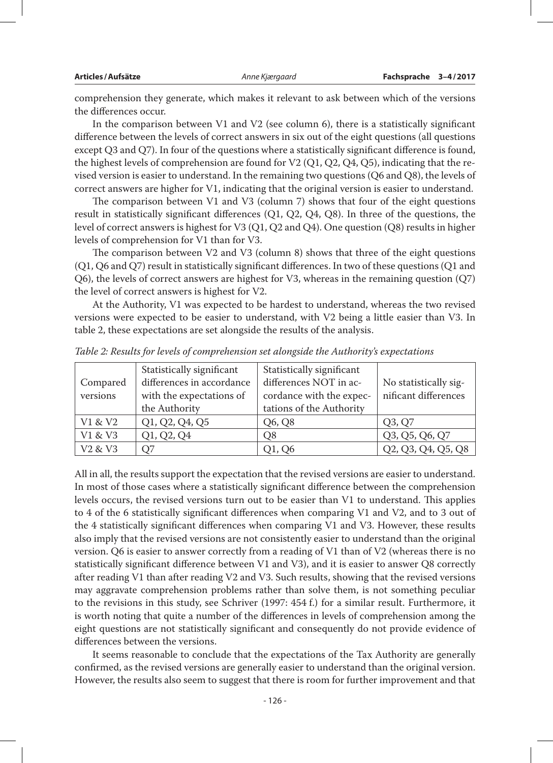comprehension they generate, which makes it relevant to ask between which of the versions the differences occur.

In the comparison between V1 and V2 (see column 6), there is a statistically significant difference between the levels of correct answers in six out of the eight questions (all questions except Q3 and Q7). In four of the questions where a statistically significant difference is found, the highest levels of comprehension are found for V2 (Q1, Q2, Q4, Q5), indicating that the revised version is easier to understand. In the remaining two questions (Q6 and Q8), the levels of correct answers are higher for V1, indicating that the original version is easier to understand.

The comparison between V1 and V3 (column 7) shows that four of the eight questions result in statistically significant differences (Q1, Q2, Q4, Q8). In three of the questions, the level of correct answers is highest for V3 (Q1, Q2 and Q4). One question (Q8) results in higher levels of comprehension for V1 than for V3.

The comparison between V2 and V3 (column 8) shows that three of the eight questions (Q1, Q6 and Q7) result in statistically significant differences. In two of these questions (Q1 and Q6), the levels of correct answers are highest for V3, whereas in the remaining question (Q7) the level of correct answers is highest for V2.

At the Authority, V1 was expected to be hardest to understand, whereas the two revised versions were expected to be easier to understand, with V2 being a little easier than V3. In table 2, these expectations are set alongside the results of the analysis.

*Table 2: Results for levels of comprehension set alongside the Authority's expectations*

| Compared versions | Statistically significant differences in accordance with the expectations of the Authority | Statistically significant differences NOT in accordance with the expectations of the Authority | No statistically significant differences |
|---|---|---|---|
| V1 & V2 | Q1, Q2, Q4, Q5 | Q6, Q8 | Q3, Q7 |
| V1 & V3 | Q1, Q2, Q4 | Q8 | Q3, Q5, Q6, Q7 |
| V2 & V3 | Q7 | Q1, Q6 | Q2, Q3, Q4, Q5, Q8 |

All in all, the results support the expectation that the revised versions are easier to understand. In most of those cases where a statistically significant difference between the comprehension levels occurs, the revised versions turn out to be easier than V1 to understand. This applies to 4 of the 6 statistically significant differences when comparing V1 and V2, and to 3 out of the 4 statistically significant differences when comparing V1 and V3. However, these results also imply that the revised versions are not consistently easier to understand than the original version. Q6 is easier to answer correctly from a reading of V1 than of V2 (whereas there is no statistically significant difference between V1 and V3), and it is easier to answer Q8 correctly after reading V1 than after reading V2 and V3. Such results, showing that the revised versions may aggravate comprehension problems rather than solve them, is not something peculiar to the revisions in this study, see Schriver (1997: 454 f.) for a similar result. Furthermore, it is worth noting that quite a number of the differences in levels of comprehension among the eight questions are not statistically significant and consequently do not provide evidence of differences between the versions.

It seems reasonable to conclude that the expectations of the Tax Authority are generally confirmed, as the revised versions are generally easier to understand than the original version. However, the results also seem to suggest that there is room for further improvement and that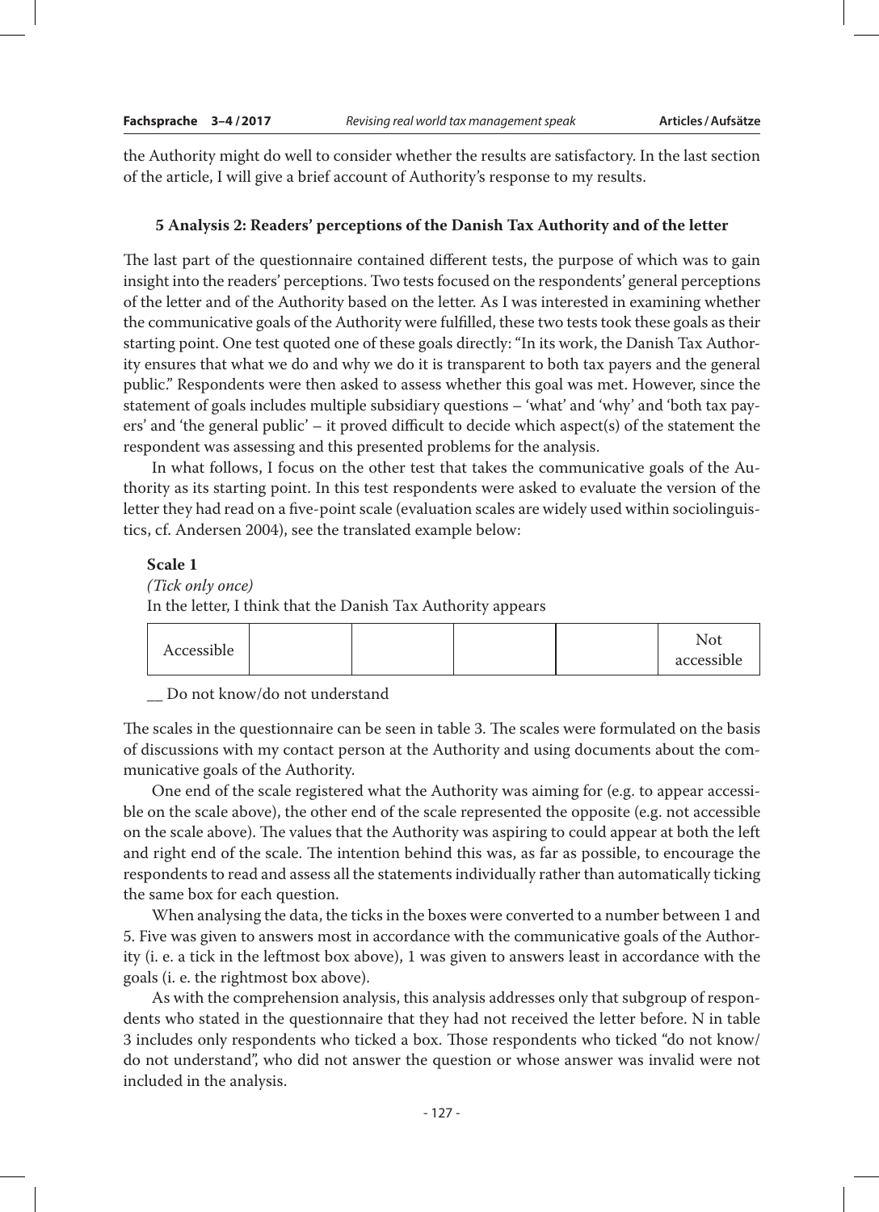the Authority might do well to consider whether the results are satisfactory. In the last section of the article, I will give a brief account of Authority's response to my results.

## 5 Analysis 2: Readers' perceptions of the Danish Tax Authority and of the letter

The last part of the questionnaire contained different tests, the purpose of which was to gain insight into the readers' perceptions. Two tests focused on the respondents' general perceptions of the letter and of the Authority based on the letter. As I was interested in examining whether the communicative goals of the Authority were fulfilled, these two tests took these goals as their starting point. One test quoted one of these goals directly: "In its work, the Danish Tax Authority ensures that what we do and why we do it is transparent to both tax payers and the general public." Respondents were then asked to assess whether this goal was met. However, since the statement of goals includes multiple subsidiary questions – 'what' and 'why' and 'both tax payers' and 'the general public' – it proved difficult to decide which aspect(s) of the statement the respondent was assessing and this presented problems for the analysis.

In what follows, I focus on the other test that takes the communicative goals of the Authority as its starting point. In this test respondents were asked to evaluate the version of the letter they had read on a five-point scale (evaluation scales are widely used within sociolinguistics, cf. Andersen 2004), see the translated example below:

**Scale 1**

*(Tick only once)*

In the letter, I think that the Danish Tax Authority appears

| Accessible | | | | | | Not accessible |
|---|---|---|---|---|---|---|

__ Do not know/do not understand

The scales in the questionnaire can be seen in table 3. The scales were formulated on the basis of discussions with my contact person at the Authority and using documents about the communicative goals of the Authority.

One end of the scale registered what the Authority was aiming for (e.g. to appear accessible on the scale above), the other end of the scale represented the opposite (e.g. not accessible on the scale above). The values that the Authority was aspiring to could appear at both the left and right end of the scale. The intention behind this was, as far as possible, to encourage the respondents to read and assess all the statements individually rather than automatically ticking the same box for each question.

When analysing the data, the ticks in the boxes were converted to a number between 1 and 5. Five was given to answers most in accordance with the communicative goals of the Authority (i. e. a tick in the leftmost box above), 1 was given to answers least in accordance with the goals (i. e. the rightmost box above).

As with the comprehension analysis, this analysis addresses only that subgroup of respondents who stated in the questionnaire that they had not received the letter before. N in table 3 includes only respondents who ticked a box. Those respondents who ticked "do not know/do not understand", who did not answer the question or whose answer was invalid were not included in the analysis.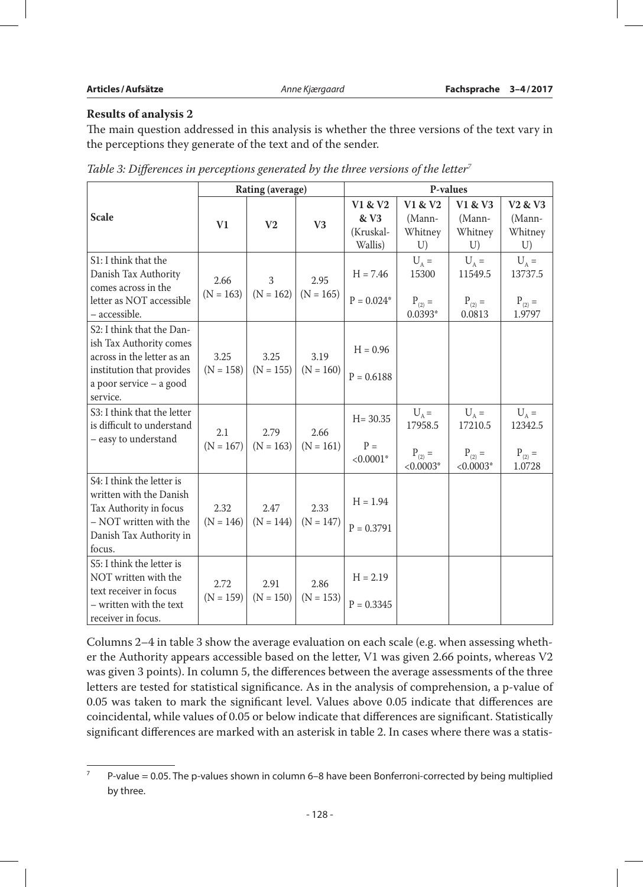**Results of analysis 2**

The main question addressed in this analysis is whether the three versions of the text vary in the perceptions they generate of the text and of the sender.

*Table 3: Differences in perceptions generated by the three versions of the letter*[7]

| Scale | Rating (average) | | | P-values | | | |
|---|---|---|---|---|---|---|---|
| | V1 | V2 | V3 | V1 & V2 & V3 (Kruskal-Wallis) | V1 & V2 (Mann-Whitney U) | V1 & V3 (Mann-Whitney U) | V2 & V3 (Mann-Whitney U) |
| S1: I think that the Danish Tax Authority comes across in the letter as NOT accessible – accessible. | 2.66 (N = 163) | 3 (N = 162) | 2.95 (N = 165) | H = 7.46 P = 0.024* | $U_A$ = 15300 $P_{(2)}$ = 0.0393* | $U_A$ = 11549.5 $P_{(2)}$ = 0.0813 | $U_A$ = 13737.5 $P_{(2)}$ = 1.9797 |
| S2: I think that the Danish Tax Authority comes across in the letter as an institution that provides a poor service – a good service. | 3.25 (N = 158) | 3.25 (N = 155) | 3.19 (N = 160) | H = 0.96 P = 0.6188 | | | |
| S3: I think that the letter is difficult to understand – easy to understand | 2.1 (N = 167) | 2.79 (N = 163) | 2.66 (N = 161) | H= 30.35 P = <0.0001* | $U_A$ = 17958.5 $P_{(2)}$ = <0.0003* | $U_A$ = 17210.5 $P_{(2)}$ = <0.0003* | $U_A$ = 12342.5 $P_{(2)}$ = 1.0728 |
| S4: I think the letter is written with the Danish Tax Authority in focus – NOT written with the Danish Tax Authority in focus. | 2.32 (N = 146) | 2.47 (N = 144) | 2.33 (N = 147) | H = 1.94 P = 0.3791 | | | |
| S5: I think the letter is NOT written with the text receiver in focus – written with the text receiver in focus. | 2.72 (N = 159) | 2.91 (N = 150) | 2.86 (N = 153) | H = 2.19 P = 0.3345 | | | |

Columns 2–4 in table 3 show the average evaluation on each scale (e.g. when assessing whether the Authority appears accessible based on the letter, V1 was given 2.66 points, whereas V2 was given 3 points). In column 5, the differences between the average assessments of the three letters are tested for statistical significance. As in the analysis of comprehension, a p-value of 0.05 was taken to mark the significant level. Values above 0.05 indicate that differences are coincidental, while values of 0.05 or below indicate that differences are significant. Statistically significant differences are marked with an asterisk in table 2. In cases where there was a statis-

[7] P-value = 0.05. The p-values shown in column 6–8 have been Bonferroni-corrected by being multiplied by three.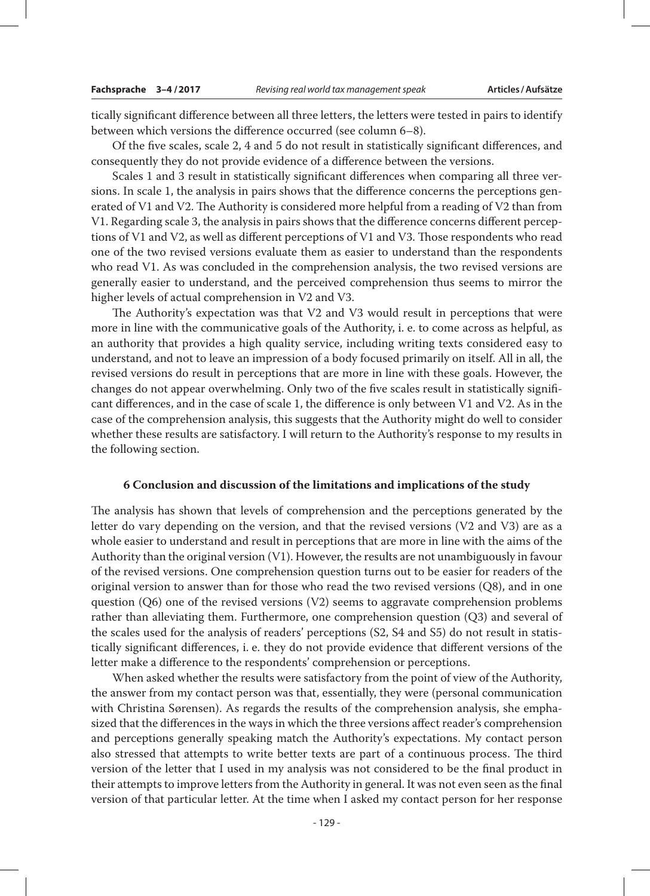tically significant difference between all three letters, the letters were tested in pairs to identify between which versions the difference occurred (see column 6–8).

Of the five scales, scale 2, 4 and 5 do not result in statistically significant differences, and consequently they do not provide evidence of a difference between the versions.

Scales 1 and 3 result in statistically significant differences when comparing all three versions. In scale 1, the analysis in pairs shows that the difference concerns the perceptions generated of V1 and V2. The Authority is considered more helpful from a reading of V2 than from V1. Regarding scale 3, the analysis in pairs shows that the difference concerns different perceptions of V1 and V2, as well as different perceptions of V1 and V3. Those respondents who read one of the two revised versions evaluate them as easier to understand than the respondents who read V1. As was concluded in the comprehension analysis, the two revised versions are generally easier to understand, and the perceived comprehension thus seems to mirror the higher levels of actual comprehension in V2 and V3.

The Authority's expectation was that V2 and V3 would result in perceptions that were more in line with the communicative goals of the Authority, i. e. to come across as helpful, as an authority that provides a high quality service, including writing texts considered easy to understand, and not to leave an impression of a body focused primarily on itself. All in all, the revised versions do result in perceptions that are more in line with these goals. However, the changes do not appear overwhelming. Only two of the five scales result in statistically significant differences, and in the case of scale 1, the difference is only between V1 and V2. As in the case of the comprehension analysis, this suggests that the Authority might do well to consider whether these results are satisfactory. I will return to the Authority's response to my results in the following section.

## 6 Conclusion and discussion of the limitations and implications of the study

The analysis has shown that levels of comprehension and the perceptions generated by the letter do vary depending on the version, and that the revised versions (V2 and V3) are as a whole easier to understand and result in perceptions that are more in line with the aims of the Authority than the original version (V1). However, the results are not unambiguously in favour of the revised versions. One comprehension question turns out to be easier for readers of the original version to answer than for those who read the two revised versions (Q8), and in one question (Q6) one of the revised versions (V2) seems to aggravate comprehension problems rather than alleviating them. Furthermore, one comprehension question (Q3) and several of the scales used for the analysis of readers' perceptions (S2, S4 and S5) do not result in statistically significant differences, i. e. they do not provide evidence that different versions of the letter make a difference to the respondents' comprehension or perceptions.

When asked whether the results were satisfactory from the point of view of the Authority, the answer from my contact person was that, essentially, they were (personal communication with Christina Sørensen). As regards the results of the comprehension analysis, she emphasized that the differences in the ways in which the three versions affect reader's comprehension and perceptions generally speaking match the Authority's expectations. My contact person also stressed that attempts to write better texts are part of a continuous process. The third version of the letter that I used in my analysis was not considered to be the final product in their attempts to improve letters from the Authority in general. It was not even seen as the final version of that particular letter. At the time when I asked my contact person for her response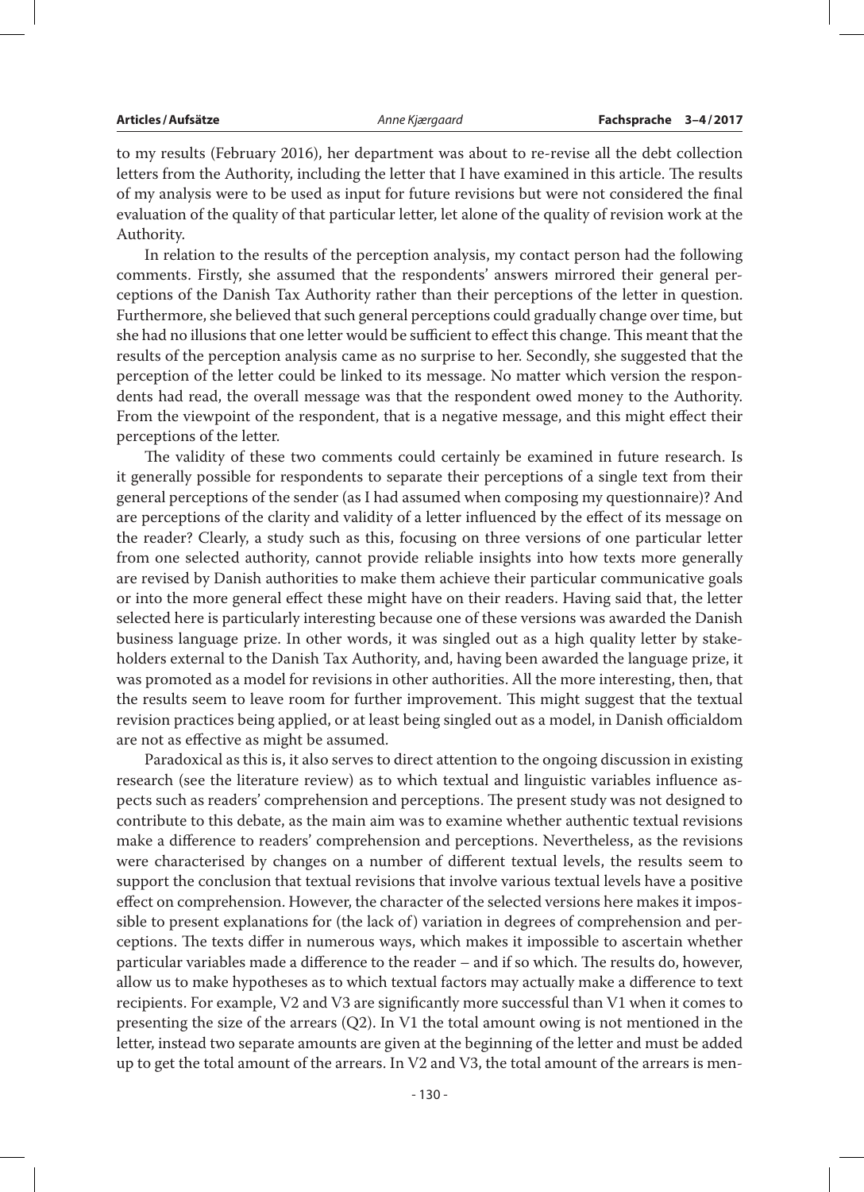to my results (February 2016), her department was about to re-revise all the debt collection letters from the Authority, including the letter that I have examined in this article. The results of my analysis were to be used as input for future revisions but were not considered the final evaluation of the quality of that particular letter, let alone of the quality of revision work at the Authority.

In relation to the results of the perception analysis, my contact person had the following comments. Firstly, she assumed that the respondents' answers mirrored their general perceptions of the Danish Tax Authority rather than their perceptions of the letter in question. Furthermore, she believed that such general perceptions could gradually change over time, but she had no illusions that one letter would be sufficient to effect this change. This meant that the results of the perception analysis came as no surprise to her. Secondly, she suggested that the perception of the letter could be linked to its message. No matter which version the respondents had read, the overall message was that the respondent owed money to the Authority. From the viewpoint of the respondent, that is a negative message, and this might effect their perceptions of the letter.

The validity of these two comments could certainly be examined in future research. Is it generally possible for respondents to separate their perceptions of a single text from their general perceptions of the sender (as I had assumed when composing my questionnaire)? And are perceptions of the clarity and validity of a letter influenced by the effect of its message on the reader? Clearly, a study such as this, focusing on three versions of one particular letter from one selected authority, cannot provide reliable insights into how texts more generally are revised by Danish authorities to make them achieve their particular communicative goals or into the more general effect these might have on their readers. Having said that, the letter selected here is particularly interesting because one of these versions was awarded the Danish business language prize. In other words, it was singled out as a high quality letter by stakeholders external to the Danish Tax Authority, and, having been awarded the language prize, it was promoted as a model for revisions in other authorities. All the more interesting, then, that the results seem to leave room for further improvement. This might suggest that the textual revision practices being applied, or at least being singled out as a model, in Danish officialdom are not as effective as might be assumed.

Paradoxical as this is, it also serves to direct attention to the ongoing discussion in existing research (see the literature review) as to which textual and linguistic variables influence aspects such as readers' comprehension and perceptions. The present study was not designed to contribute to this debate, as the main aim was to examine whether authentic textual revisions make a difference to readers' comprehension and perceptions. Nevertheless, as the revisions were characterised by changes on a number of different textual levels, the results seem to support the conclusion that textual revisions that involve various textual levels have a positive effect on comprehension. However, the character of the selected versions here makes it impossible to present explanations for (the lack of) variation in degrees of comprehension and perceptions. The texts differ in numerous ways, which makes it impossible to ascertain whether particular variables made a difference to the reader – and if so which. The results do, however, allow us to make hypotheses as to which textual factors may actually make a difference to text recipients. For example, V2 and V3 are significantly more successful than V1 when it comes to presenting the size of the arrears (Q2). In V1 the total amount owing is not mentioned in the letter, instead two separate amounts are given at the beginning of the letter and must be added up to get the total amount of the arrears. In V2 and V3, the total amount of the arrears is men-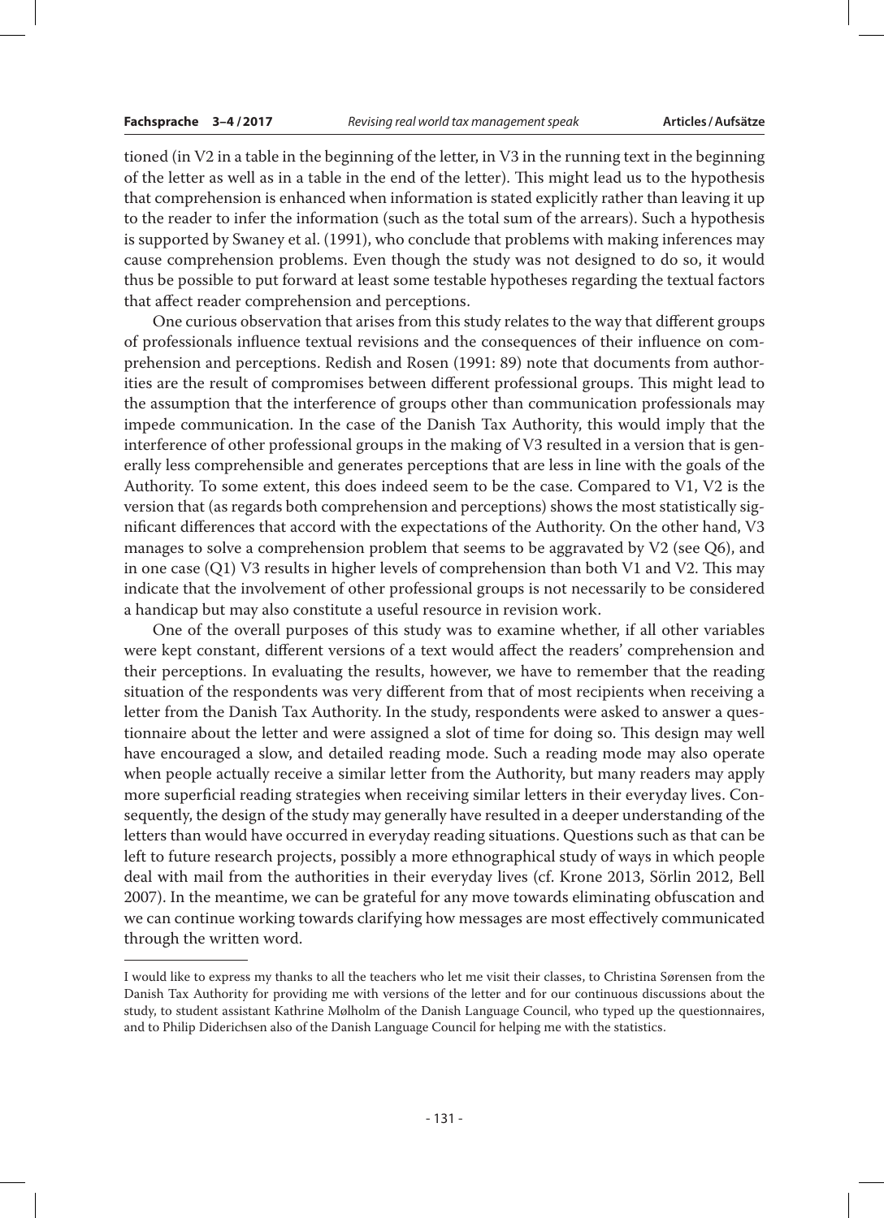tioned (in V2 in a table in the beginning of the letter, in V3 in the running text in the beginning of the letter as well as in a table in the end of the letter). This might lead us to the hypothesis that comprehension is enhanced when information is stated explicitly rather than leaving it up to the reader to infer the information (such as the total sum of the arrears). Such a hypothesis is supported by Swaney et al. (1991), who conclude that problems with making inferences may cause comprehension problems. Even though the study was not designed to do so, it would thus be possible to put forward at least some testable hypotheses regarding the textual factors that affect reader comprehension and perceptions.

One curious observation that arises from this study relates to the way that different groups of professionals influence textual revisions and the consequences of their influence on comprehension and perceptions. Redish and Rosen (1991: 89) note that documents from authorities are the result of compromises between different professional groups. This might lead to the assumption that the interference of groups other than communication professionals may impede communication. In the case of the Danish Tax Authority, this would imply that the interference of other professional groups in the making of V3 resulted in a version that is generally less comprehensible and generates perceptions that are less in line with the goals of the Authority. To some extent, this does indeed seem to be the case. Compared to V1, V2 is the version that (as regards both comprehension and perceptions) shows the most statistically significant differences that accord with the expectations of the Authority. On the other hand, V3 manages to solve a comprehension problem that seems to be aggravated by V2 (see Q6), and in one case (Q1) V3 results in higher levels of comprehension than both V1 and V2. This may indicate that the involvement of other professional groups is not necessarily to be considered a handicap but may also constitute a useful resource in revision work.

One of the overall purposes of this study was to examine whether, if all other variables were kept constant, different versions of a text would affect the readers' comprehension and their perceptions. In evaluating the results, however, we have to remember that the reading situation of the respondents was very different from that of most recipients when receiving a letter from the Danish Tax Authority. In the study, respondents were asked to answer a questionnaire about the letter and were assigned a slot of time for doing so. This design may well have encouraged a slow, and detailed reading mode. Such a reading mode may also operate when people actually receive a similar letter from the Authority, but many readers may apply more superficial reading strategies when receiving similar letters in their everyday lives. Consequently, the design of the study may generally have resulted in a deeper understanding of the letters than would have occurred in everyday reading situations. Questions such as that can be left to future research projects, possibly a more ethnographical study of ways in which people deal with mail from the authorities in their everyday lives (cf. Krone 2013, Sörlin 2012, Bell 2007). In the meantime, we can be grateful for any move towards eliminating obfuscation and we can continue working towards clarifying how messages are most effectively communicated through the written word.

---

I would like to express my thanks to all the teachers who let me visit their classes, to Christina Sørensen from the Danish Tax Authority for providing me with versions of the letter and for our continuous discussions about the study, to student assistant Kathrine Mølholm of the Danish Language Council, who typed up the questionnaires, and to Philip Diderichsen also of the Danish Language Council for helping me with the statistics.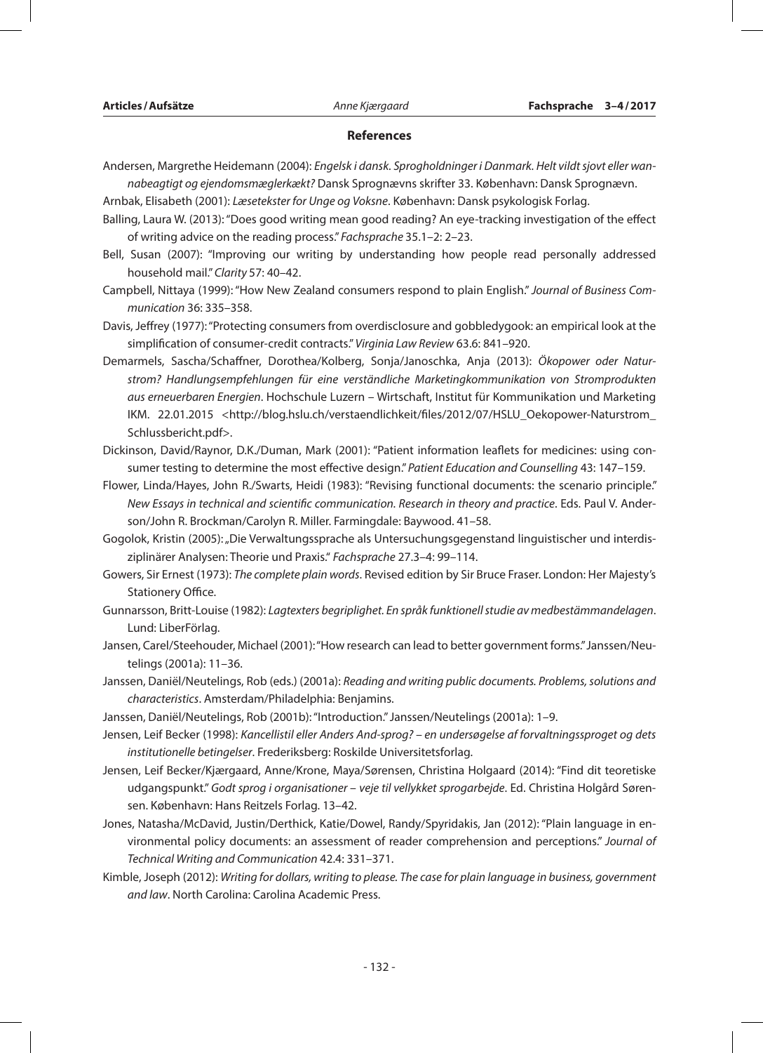## References

Andersen, Margrethe Heidemann (2004): *Engelsk i dansk. Sprogholdninger i Danmark. Helt vildt sjovt eller wannabeagtigt og ejendomsmæglerkækt?* Dansk Sprognævns skrifter 33. København: Dansk Sprognævn.

Arnbak, Elisabeth (2001): *Læsetekster for Unge og Voksne*. København: Dansk psykologisk Forlag.

Balling, Laura W. (2013): "Does good writing mean good reading? An eye-tracking investigation of the effect of writing advice on the reading process." *Fachsprache* 35.1–2: 2–23.

Bell, Susan (2007): "Improving our writing by understanding how people read personally addressed household mail." *Clarity* 57: 40–42.

Campbell, Nittaya (1999): "How New Zealand consumers respond to plain English." *Journal of Business Communication* 36: 335–358.

Davis, Jeffrey (1977): "Protecting consumers from overdisclosure and gobbledygook: an empirical look at the simplification of consumer-credit contracts." *Virginia Law Review* 63.6: 841–920.

Demarmels, Sascha/Schaffner, Dorothea/Kolberg, Sonja/Janoschka, Anja (2013): *Ökopower oder Naturstrom? Handlungsempfehlungen für eine verständliche Marketingkommunikation von Stromprodukten aus erneuerbaren Energien*. Hochschule Luzern – Wirtschaft, Institut für Kommunikation und Marketing IKM. 22.01.2015 <http://blog.hslu.ch/verstaendlichkeit/files/2012/07/HSLU_Oekopower-Naturstrom_Schlussbericht.pdf>.

Dickinson, David/Raynor, D.K./Duman, Mark (2001): "Patient information leaflets for medicines: using consumer testing to determine the most effective design." *Patient Education and Counselling* 43: 147–159.

Flower, Linda/Hayes, John R./Swarts, Heidi (1983): "Revising functional documents: the scenario principle." *New Essays in technical and scientific communication. Research in theory and practice*. Eds. Paul V. Anderson/John R. Brockman/Carolyn R. Miller. Farmingdale: Baywood. 41–58.

Gogolok, Kristin (2005): „Die Verwaltungssprache als Untersuchungsgegenstand linguistischer und interdisziplinärer Analysen: Theorie und Praxis." *Fachsprache* 27.3–4: 99–114.

Gowers, Sir Ernest (1973): *The complete plain words*. Revised edition by Sir Bruce Fraser. London: Her Majesty's Stationery Office.

Gunnarsson, Britt-Louise (1982): *Lagtexters begriplighet. En språk funktionell studie av medbestämmandelagen*. Lund: LiberFörlag.

Jansen, Carel/Steehouder, Michael (2001): "How research can lead to better government forms." Janssen/Neutelings (2001a): 11–36.

Janssen, Daniël/Neutelings, Rob (eds.) (2001a): *Reading and writing public documents. Problems, solutions and characteristics*. Amsterdam/Philadelphia: Benjamins.

Janssen, Daniël/Neutelings, Rob (2001b): "Introduction." Janssen/Neutelings (2001a): 1–9.

Jensen, Leif Becker (1998): *Kancellistil eller Anders And-sprog? – en undersøgelse af forvaltningssproget og dets institutionelle betingelser*. Frederiksberg: Roskilde Universitetsforlag.

Jensen, Leif Becker/Kjærgaard, Anne/Krone, Maya/Sørensen, Christina Holgaard (2014): "Find dit teoretiske udgangspunkt." *Godt sprog i organisationer – veje til vellykket sprogarbejde*. Ed. Christina Holgård Sørensen. København: Hans Reitzels Forlag. 13–42.

Jones, Natasha/McDavid, Justin/Derthick, Katie/Dowel, Randy/Spyridakis, Jan (2012): "Plain language in environmental policy documents: an assessment of reader comprehension and perceptions." *Journal of Technical Writing and Communication* 42.4: 331–371.

Kimble, Joseph (2012): *Writing for dollars, writing to please. The case for plain language in business, government and law*. North Carolina: Carolina Academic Press.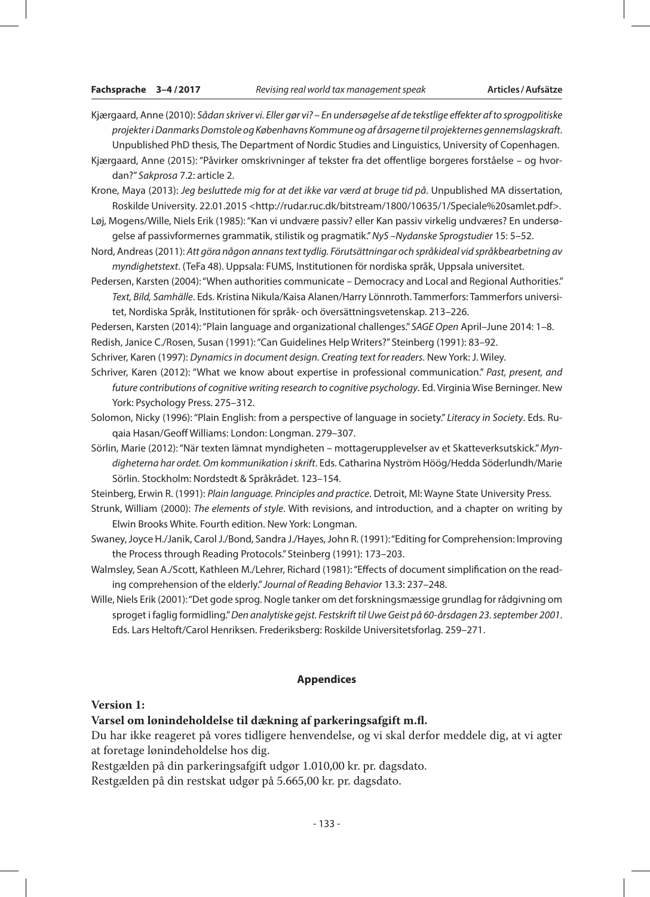Kjærgaard, Anne (2010): *Sådan skriver vi. Eller gør vi? – En undersøgelse af de tekstlige effekter af to sprogpolitiske projekter i Danmarks Domstole og Københavns Kommune og af årsagerne til projekternes gennemslagskraft*. Unpublished PhD thesis, The Department of Nordic Studies and Linguistics, University of Copenhagen.

Kjærgaard, Anne (2015): "Påvirker omskrivninger af tekster fra det offentlige borgeres forståelse – og hvordan?" *Sakprosa* 7.2: article 2.

Krone, Maya (2013): *Jeg besluttede mig for at det ikke var værd at bruge tid på.* Unpublished MA dissertation, Roskilde University. 22.01.2015 <http://rudar.ruc.dk/bitstream/1800/10635/1/Speciale%20samlet.pdf>.

Løj, Mogens/Wille, Niels Erik (1985): "Kan vi undvære passiv? eller Kan passiv virkelig undværes? En undersøgelse af passivformernes grammatik, stilistik og pragmatik." *NyS –Nydanske Sprogstudier* 15: 5–52.

Nord, Andreas (2011): *Att göra någon annans text tydlig. Förutsättningar och språkideal vid språkbearbetning av myndighetstext*. (TeFa 48). Uppsala: FUMS, Institutionen för nordiska språk, Uppsala universitet.

Pedersen, Karsten (2004): "When authorities communicate – Democracy and Local and Regional Authorities." *Text, Bild, Samhälle*. Eds. Kristina Nikula/Kaisa Alanen/Harry Lönnroth. Tammerfors: Tammerfors universitet, Nordiska Språk, Institutionen för språk- och översättningsvetenskap. 213–226.

Pedersen, Karsten (2014): "Plain language and organizational challenges." *SAGE Open* April–June 2014: 1–8.

Redish, Janice C./Rosen, Susan (1991): "Can Guidelines Help Writers?" Steinberg (1991): 83–92.

Schriver, Karen (1997): *Dynamics in document design. Creating text for readers*. New York: J. Wiley.

Schriver, Karen (2012): "What we know about expertise in professional communication." *Past, present, and future contributions of cognitive writing research to cognitive psychology*. Ed. Virginia Wise Berninger. New York: Psychology Press. 275–312.

Solomon, Nicky (1996): "Plain English: from a perspective of language in society." *Literacy in Society*. Eds. Ruqaia Hasan/Geoff Williams: London: Longman. 279–307.

Sörlin, Marie (2012): "När texten lämnat myndigheten – mottagerupplevelser av et Skatteverksutskick." *Myndigheterna har ordet. Om kommunikation i skrift*. Eds. Catharina Nyström Höög/Hedda Söderlundh/Marie Sörlin. Stockholm: Nordstedt & Språkrådet. 123–154.

Steinberg, Erwin R. (1991): *Plain language. Principles and practice*. Detroit, MI: Wayne State University Press.

Strunk, William (2000): *The elements of style*. With revisions, and introduction, and a chapter on writing by Elwin Brooks White. Fourth edition. New York: Longman.

Swaney, Joyce H./Janik, Carol J./Bond, Sandra J./Hayes, John R. (1991): "Editing for Comprehension: Improving the Process through Reading Protocols." Steinberg (1991): 173–203.

Walmsley, Sean A./Scott, Kathleen M./Lehrer, Richard (1981): "Effects of document simplification on the reading comprehension of the elderly." *Journal of Reading Behavior* 13.3: 237–248.

Wille, Niels Erik (2001): "Det gode sprog. Nogle tanker om det forskningsmæssige grundlag for rådgivning om sproget i faglig formidling." *Den analytiske gejst. Festskrift til Uwe Geist på 60-årsdagen 23. september 2001*. Eds. Lars Heltoft/Carol Henriksen. Frederiksberg: Roskilde Universitetsforlag. 259–271.

## Appendices

**Version 1:**

**Varsel om lønindeholdelse til dækning af parkeringsafgift m.fl.**

Du har ikke reageret på vores tidligere henvendelse, og vi skal derfor meddele dig, at vi agter at foretage lønindeholdelse hos dig.

Restgælden på din parkeringsafgift udgør 1.010,00 kr. pr. dagsdato.

Restgælden på din restskat udgør på 5.665,00 kr. pr. dagsdato.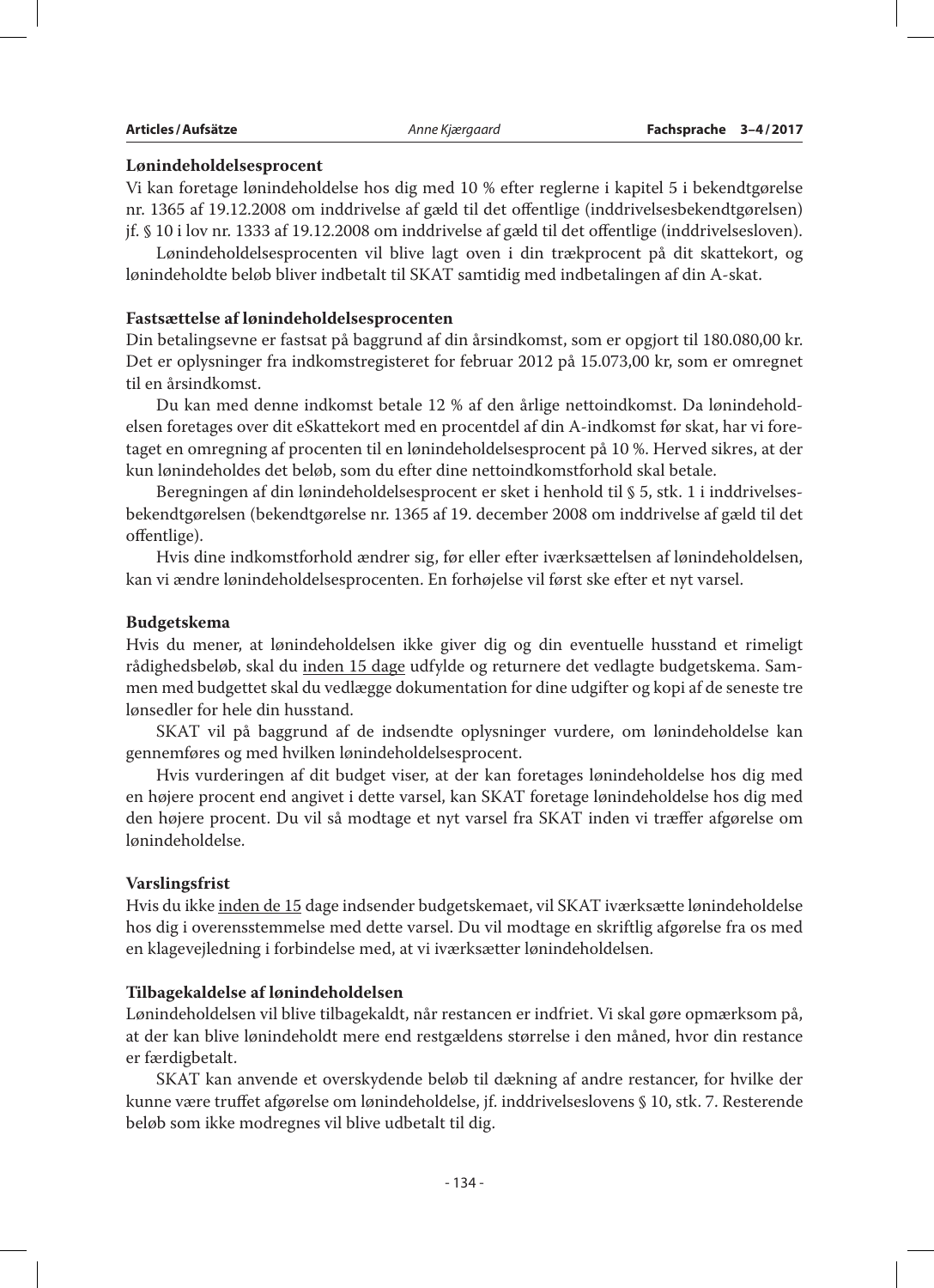**Lønindeholdelsesprocent**

Vi kan foretage lønindeholdelse hos dig med 10 % efter reglerne i kapitel 5 i bekendtgørelse nr. 1365 af 19.12.2008 om inddrivelse af gæld til det offentlige (inddrivelsesbekendtgørelsen) jf. § 10 i lov nr. 1333 af 19.12.2008 om inddrivelse af gæld til det offentlige (inddrivelsesloven).

Lønindeholdelsesprocenten vil blive lagt oven i din trækprocent på dit skattekort, og lønindeholdte beløb bliver indbetalt til SKAT samtidig med indbetalingen af din A-skat.

**Fastsættelse af lønindeholdelsesprocenten**

Din betalingsevne er fastsat på baggrund af din årsindkomst, som er opgjort til 180.080,00 kr. Det er oplysninger fra indkomstregisteret for februar 2012 på 15.073,00 kr, som er omregnet til en årsindkomst.

Du kan med denne indkomst betale 12 % af den årlige nettoindkomst. Da lønindeholdelsen foretages over dit eSkattekort med en procentdel af din A-indkomst før skat, har vi foretaget en omregning af procenten til en lønindeholdelsesprocent på 10 %. Herved sikres, at der kun lønindeholdes det beløb, som du efter dine nettoindkomstforhold skal betale.

Beregningen af din lønindeholdelsesprocent er sket i henhold til § 5, stk. 1 i inddrivelsesbekendtgørelsen (bekendtgørelse nr. 1365 af 19. december 2008 om inddrivelse af gæld til det offentlige).

Hvis dine indkomstforhold ændrer sig, før eller efter iværksættelsen af lønindeholdelsen, kan vi ændre lønindeholdelsesprocenten. En forhøjelse vil først ske efter et nyt varsel.

**Budgetskema**

Hvis du mener, at lønindeholdelsen ikke giver dig og din eventuelle husstand et rimeligt rådighedsbeløb, skal du <u>inden 15 dage</u> udfylde og returnere det vedlagte budgetskema. Sammen med budgettet skal du vedlægge dokumentation for dine udgifter og kopi af de seneste tre lønsedler for hele din husstand.

SKAT vil på baggrund af de indsendte oplysninger vurdere, om lønindeholdelse kan gennemføres og med hvilken lønindeholdelsesprocent.

Hvis vurderingen af dit budget viser, at der kan foretages lønindeholdelse hos dig med en højere procent end angivet i dette varsel, kan SKAT foretage lønindeholdelse hos dig med den højere procent. Du vil så modtage et nyt varsel fra SKAT inden vi træffer afgørelse om lønindeholdelse.

**Varslingsfrist**

Hvis du ikke <u>inden de 15</u> dage indsender budgetskemaet, vil SKAT iværksætte lønindeholdelse hos dig i overensstemmelse med dette varsel. Du vil modtage en skriftlig afgørelse fra os med en klagevejledning i forbindelse med, at vi iværksætter lønindeholdelsen.

**Tilbagekaldelse af lønindeholdelsen**

Lønindeholdelsen vil blive tilbagekaldt, når restancen er indfriet. Vi skal gøre opmærksom på, at der kan blive lønindeholdt mere end restgældens størrelse i den måned, hvor din restance er færdigbetalt.

SKAT kan anvende et overskydende beløb til dækning af andre restancer, for hvilke der kunne være truffet afgørelse om lønindeholdelse, jf. inddrivelseslovens § 10, stk. 7. Resterende beløb som ikke modregnes vil blive udbetalt til dig.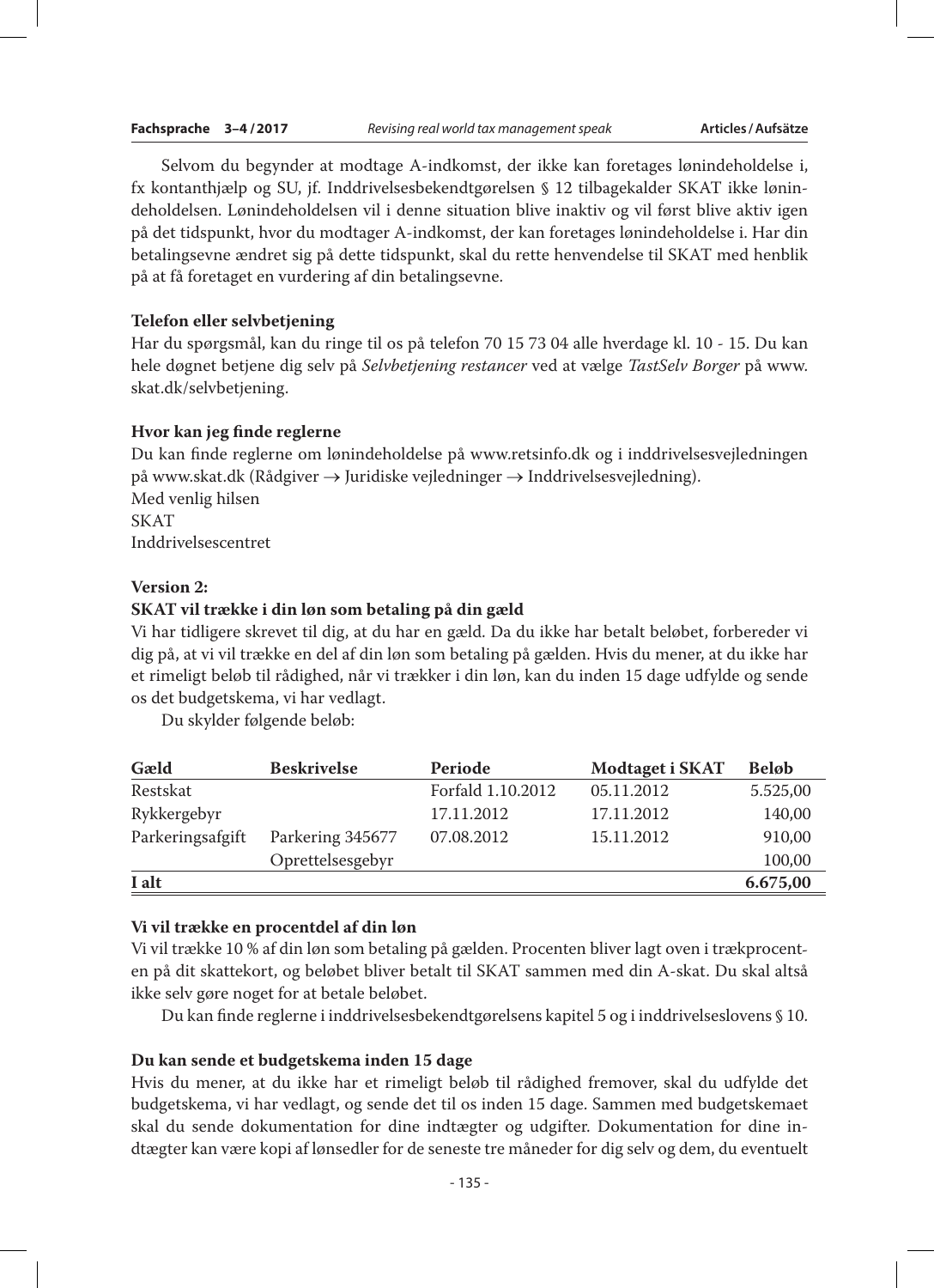Selvom du begynder at modtage A-indkomst, der ikke kan foretages lønindeholdelse i, fx kontanthjælp og SU, jf. Inddrivelsesbekendtgørelsen § 12 tilbagekalder SKAT ikke lønindeholdelsen. Lønindeholdelsen vil i denne situation blive inaktiv og vil først blive aktiv igen på det tidspunkt, hvor du modtager A-indkomst, der kan foretages lønindeholdelse i. Har din betalingsevne ændret sig på dette tidspunkt, skal du rette henvendelse til SKAT med henblik på at få foretaget en vurdering af din betalingsevne.

**Telefon eller selvbetjening**

Har du spørgsmål, kan du ringe til os på telefon 70 15 73 04 alle hverdage kl. 10 - 15. Du kan hele døgnet betjene dig selv på *Selvbetjening restancer* ved at vælge *TastSelv Borger* på www.skat.dk/selvbetjening.

**Hvor kan jeg finde reglerne**

Du kan finde reglerne om lønindeholdelse på www.retsinfo.dk og i inddrivelsesvejledningen på www.skat.dk (Rådgiver → Juridiske vejledninger → Inddrivelsesvejledning).
Med venlig hilsen
SKAT
Inddrivelsescentret

**Version 2:**

**SKAT vil trække i din løn som betaling på din gæld**

Vi har tidligere skrevet til dig, at du har en gæld. Da du ikke har betalt beløbet, forbereder vi dig på, at vi vil trække en del af din løn som betaling på gælden. Hvis du mener, at du ikke har et rimeligt beløb til rådighed, når vi trækker i din løn, kan du inden 15 dage udfylde og sende os det budgetskema, vi har vedlagt.

Du skylder følgende beløb:

| Gæld | Beskrivelse | Periode | Modtaget i SKAT | Beløb |
|---|---|---|---|---|
| Restskat | | Forfald 1.10.2012 | 05.11.2012 | 5.525,00 |
| Rykkergebyr | | 17.11.2012 | 17.11.2012 | 140,00 |
| Parkeringsafgift | Parkering 345677 | 07.08.2012 | 15.11.2012 | 910,00 |
| | Oprettelsesgebyr | | | 100,00 |
| **I alt** | | | | **6.675,00** |

**Vi vil trække en procentdel af din løn**

Vi vil trække 10 % af din løn som betaling på gælden. Procenten bliver lagt oven i trækprocenten på dit skattekort, og beløbet bliver betalt til SKAT sammen med din A-skat. Du skal altså ikke selv gøre noget for at betale beløbet.

Du kan finde reglerne i inddrivelsesbekendtgørelsens kapitel 5 og i inddrivelseslovens § 10.

**Du kan sende et budgetskema inden 15 dage**

Hvis du mener, at du ikke har et rimeligt beløb til rådighed fremover, skal du udfylde det budgetskema, vi har vedlagt, og sende det til os inden 15 dage. Sammen med budgetskemaet skal du sende dokumentation for dine indtægter og udgifter. Dokumentation for dine indtægter kan være kopi af lønsedler for de seneste tre måneder for dig selv og dem, du eventuelt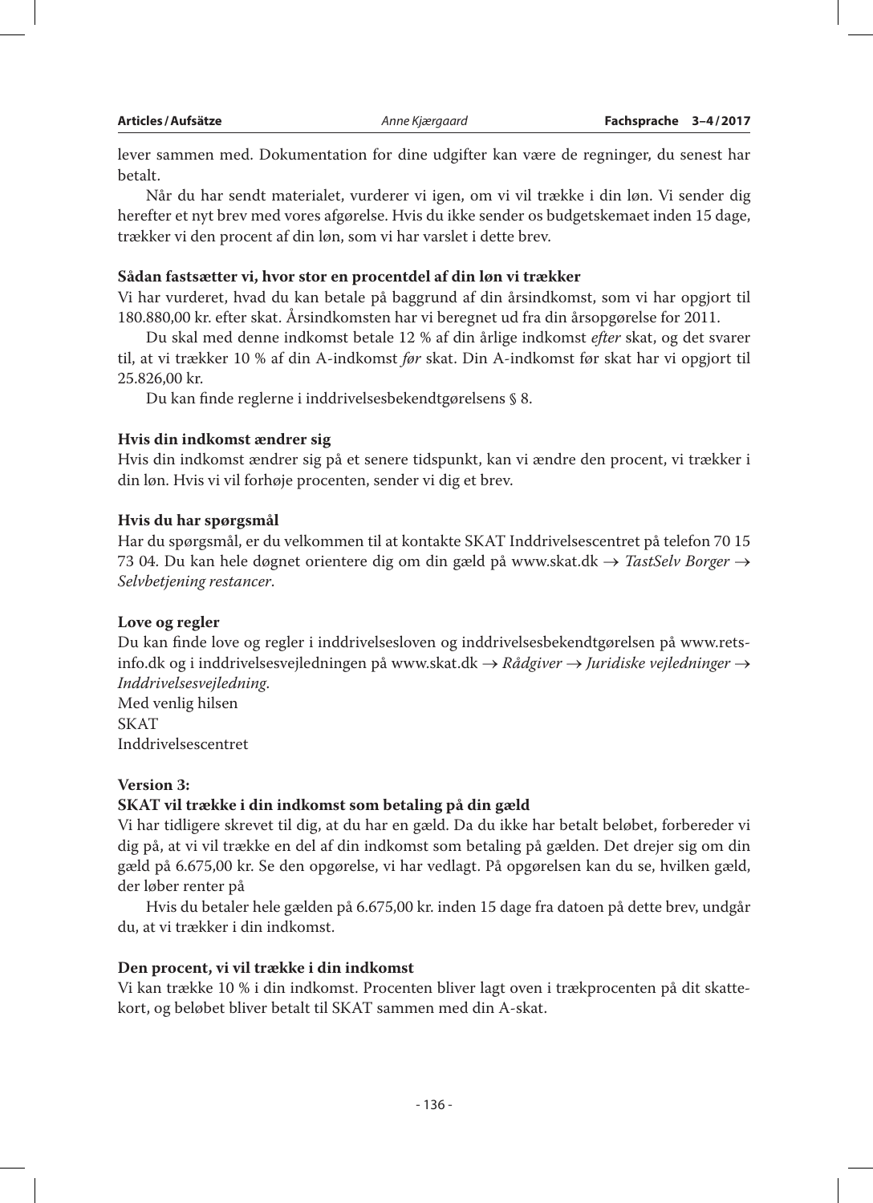lever sammen med. Dokumentation for dine udgifter kan være de regninger, du senest har betalt.

Når du har sendt materialet, vurderer vi igen, om vi vil trække i din løn. Vi sender dig herefter et nyt brev med vores afgørelse. Hvis du ikke sender os budgetskemaet inden 15 dage, trækker vi den procent af din løn, som vi har varslet i dette brev.

**Sådan fastsætter vi, hvor stor en procentdel af din løn vi trækker**

Vi har vurderet, hvad du kan betale på baggrund af din årsindkomst, som vi har opgjort til 180.880,00 kr. efter skat. Årsindkomsten har vi beregnet ud fra din årsopgørelse for 2011.

Du skal med denne indkomst betale 12 % af din årlige indkomst *efter* skat, og det svarer til, at vi trækker 10 % af din A-indkomst *før* skat. Din A-indkomst før skat har vi opgjort til 25.826,00 kr.

Du kan finde reglerne i inddrivelsesbekendtgørelsens § 8.

**Hvis din indkomst ændrer sig**

Hvis din indkomst ændrer sig på et senere tidspunkt, kan vi ændre den procent, vi trækker i din løn. Hvis vi vil forhøje procenten, sender vi dig et brev.

**Hvis du har spørgsmål**

Har du spørgsmål, er du velkommen til at kontakte SKAT Inddrivelsescentret på telefon 70 15 73 04. Du kan hele døgnet orientere dig om din gæld på www.skat.dk → *TastSelv Borger* → *Selvbetjening restancer*.

**Love og regler**

Du kan finde love og regler i inddrivelsesloven og inddrivelsesbekendtgørelsen på www.retsinfo.dk og i inddrivelsesvejledningen på www.skat.dk → *Rådgiver* → *Juridiske vejledninger* → *Inddrivelsesvejledning.*

Med venlig hilsen
SKAT
Inddrivelsescentret

**Version 3:**

**SKAT vil trække i din indkomst som betaling på din gæld**

Vi har tidligere skrevet til dig, at du har en gæld. Da du ikke har betalt beløbet, forbereder vi dig på, at vi vil trække en del af din indkomst som betaling på gælden. Det drejer sig om din gæld på 6.675,00 kr. Se den opgørelse, vi har vedlagt. På opgørelsen kan du se, hvilken gæld, der løber renter på

Hvis du betaler hele gælden på 6.675,00 kr. inden 15 dage fra datoen på dette brev, undgår du, at vi trækker i din indkomst.

**Den procent, vi vil trække i din indkomst**

Vi kan trække 10 % i din indkomst. Procenten bliver lagt oven i trækprocenten på dit skattekort, og beløbet bliver betalt til SKAT sammen med din A-skat.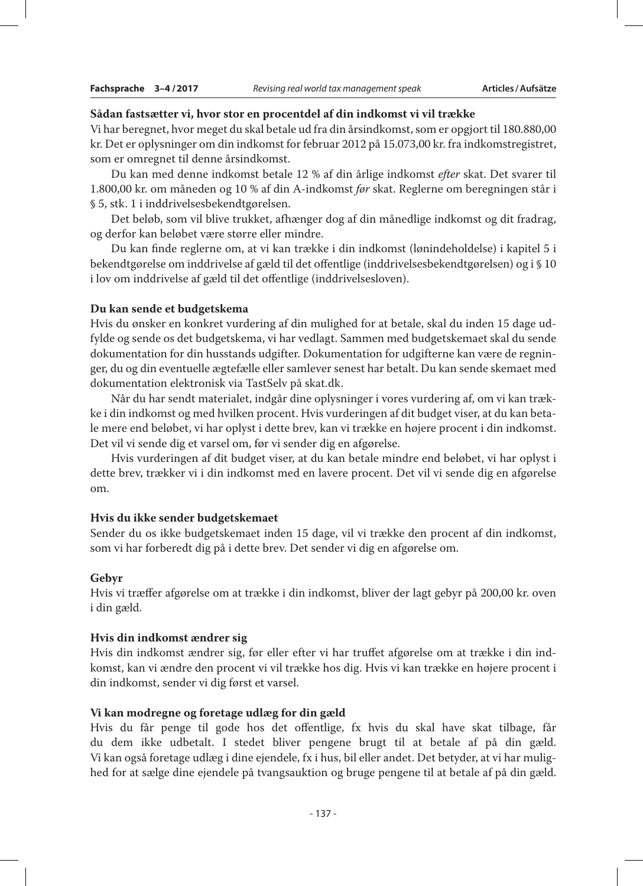**Sådan fastsætter vi, hvor stor en procentdel af din indkomst vi vil trække**

Vi har beregnet, hvor meget du skal betale ud fra din årsindkomst, som er opgjort til 180.880,00 kr. Det er oplysninger om din indkomst for februar 2012 på 15.073,00 kr. fra indkomstregistret, som er omregnet til denne årsindkomst.

Du kan med denne indkomst betale 12 % af din årlige indkomst *efter* skat. Det svarer til 1.800,00 kr. om måneden og 10 % af din A-indkomst *før* skat. Reglerne om beregningen står i § 5, stk. 1 i inddrivelsesbekendtgørelsen.

Det beløb, som vil blive trukket, afhænger dog af din månedlige indkomst og dit fradrag, og derfor kan beløbet være større eller mindre.

Du kan finde reglerne om, at vi kan trække i din indkomst (lønindeholdelse) i kapitel 5 i bekendtgørelse om inddrivelse af gæld til det offentlige (inddrivelsesbekendtgørelsen) og i § 10 i lov om inddrivelse af gæld til det offentlige (inddrivelsesloven).

**Du kan sende et budgetskema**

Hvis du ønsker en konkret vurdering af din mulighed for at betale, skal du inden 15 dage udfylde og sende os det budgetskema, vi har vedlagt. Sammen med budgetskemaet skal du sende dokumentation for din husstands udgifter. Dokumentation for udgifterne kan være de regninger, du og din eventuelle ægtefælle eller samlever senest har betalt. Du kan sende skemaet med dokumentation elektronisk via TastSelv på skat.dk.

Når du har sendt materialet, indgår dine oplysninger i vores vurdering af, om vi kan trække i din indkomst og med hvilken procent. Hvis vurderingen af dit budget viser, at du kan betale mere end beløbet, vi har oplyst i dette brev, kan vi trække en højere procent i din indkomst. Det vil vi sende dig et varsel om, før vi sender dig en afgørelse.

Hvis vurderingen af dit budget viser, at du kan betale mindre end beløbet, vi har oplyst i dette brev, trækker vi i din indkomst med en lavere procent. Det vil vi sende dig en afgørelse om.

**Hvis du ikke sender budgetskemaet**

Sender du os ikke budgetskemaet inden 15 dage, vil vi trække den procent af din indkomst, som vi har forberedt dig på i dette brev. Det sender vi dig en afgørelse om.

**Gebyr**

Hvis vi træffer afgørelse om at trække i din indkomst, bliver der lagt gebyr på 200,00 kr. oven i din gæld.

**Hvis din indkomst ændrer sig**

Hvis din indkomst ændrer sig, før eller efter vi har truffet afgørelse om at trække i din indkomst, kan vi ændre den procent vi vil trække hos dig. Hvis vi kan trække en højere procent i din indkomst, sender vi dig først et varsel.

**Vi kan modregne og foretage udlæg for din gæld**

Hvis du får penge til gode hos det offentlige, fx hvis du skal have skat tilbage, får du dem ikke udbetalt. I stedet bliver pengene brugt til at betale af på din gæld. Vi kan også foretage udlæg i dine ejendele, fx i hus, bil eller andet. Det betyder, at vi har mulighed for at sælge dine ejendele på tvangsauktion og bruge pengene til at betale af på din gæld.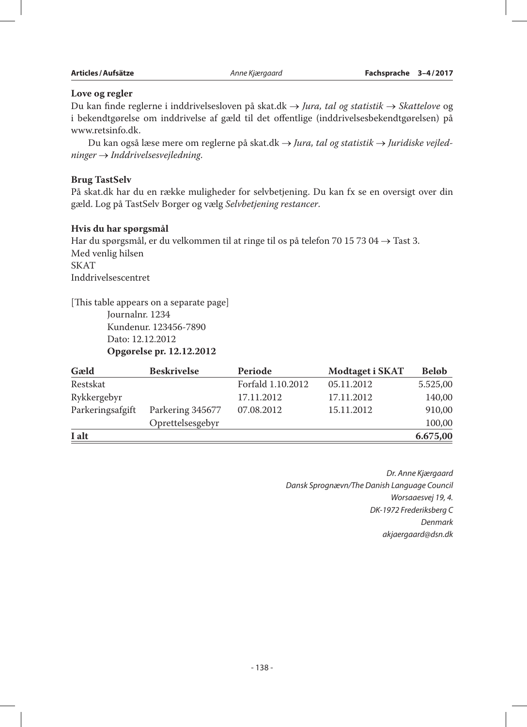**Love og regler**

Du kan finde reglerne i inddrivelsesloven på skat.dk → *Jura, tal og statistik* → *Skattelove* og i bekendtgørelse om inddrivelse af gæld til det offentlige (inddrivelsesbekendtgørelsen) på www.retsinfo.dk.

Du kan også læse mere om reglerne på skat.dk → *Jura, tal og statistik* → *Juridiske vejledninger* → *Inddrivelsesvejledning.*

**Brug TastSelv**

På skat.dk har du en række muligheder for selvbetjening. Du kan fx se en oversigt over din gæld. Log på TastSelv Borger og vælg *Selvbetjening restancer*.

**Hvis du har spørgsmål**

Har du spørgsmål, er du velkommen til at ringe til os på telefon 70 15 73 04 → Tast 3.
Med venlig hilsen
SKAT
Inddrivelsescentret

[This table appears on a separate page]

Journalnr. 1234
Kundenur. 123456-7890
Dato: 12.12.2012
**Opgørelse pr. 12.12.2012**

| Gæld | Beskrivelse | Periode | Modtaget i SKAT | Beløb |
|---|---|---|---|---|
| Restskat | | Forfald 1.10.2012 | 05.11.2012 | 5.525,00 |
| Rykkergebyr | | 17.11.2012 | 17.11.2012 | 140,00 |
| Parkeringsafgift | Parkering 345677 | 07.08.2012 | 15.11.2012 | 910,00 |
| | Oprettelsesgebyr | | | 100,00 |
| **I alt** | | | | **6.675,00** |

*Dr. Anne Kjærgaard*
*Dansk Sprognævn/The Danish Language Council*
*Worsaaesvej 19, 4.*
*DK-1972 Frederiksberg C*
*Denmark*
*akjaergaard@dsn.dk*